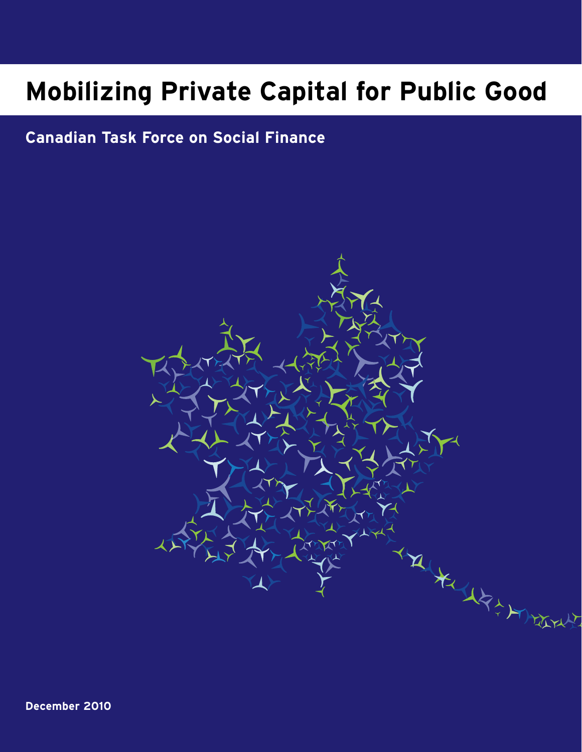# Mobilizing Private Capital for Public Good

**Canadian Task Force on Social Finance**

**December 2010**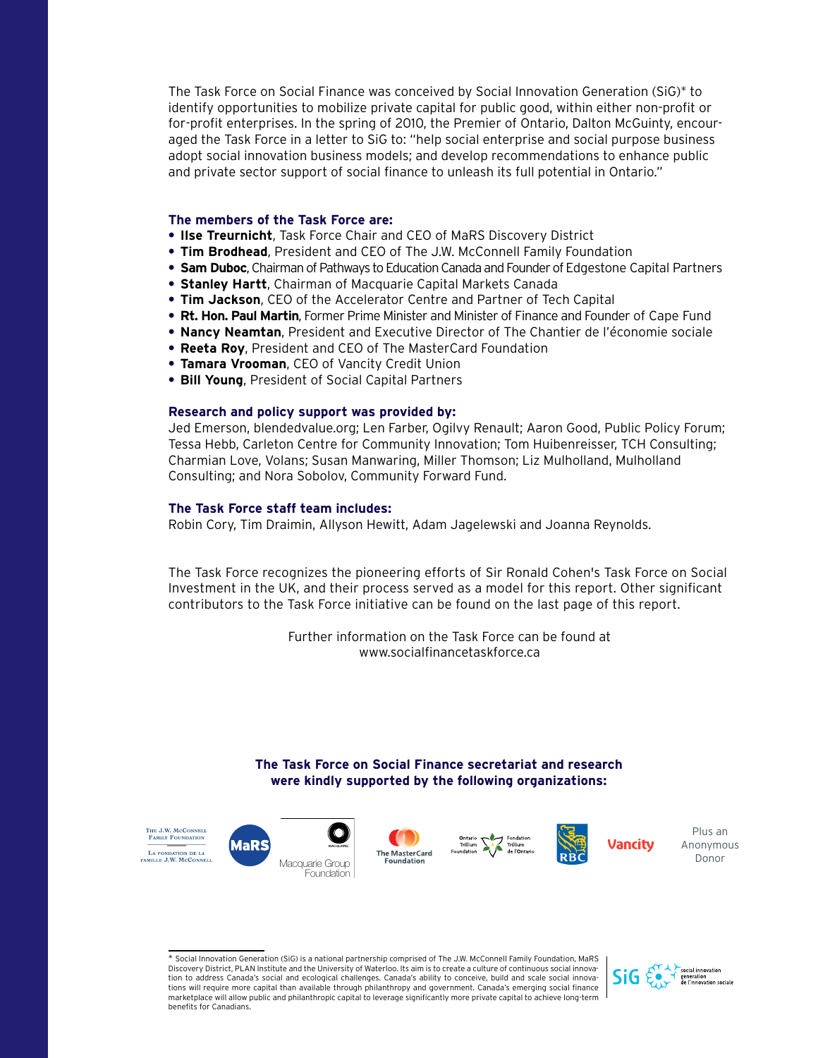The Task Force on Social Finance was conceived by Social Innovation Generation (SiG)* to identify opportunities to mobilize private capital for public good, within either non-profit or for-profit enterprises. In the spring of 2010, the Premier of Ontario, Dalton McGuinty, encouraged the Task Force in a letter to SiG to: "help social enterprise and social purpose business adopt social innovation business models; and develop recommendations to enhance public and private sector support of social finance to unleash its full potential in Ontario."

**The members of the Task Force are:**

- **Ilse Treurnicht**, Task Force Chair and CEO of MaRS Discovery District
- **Tim Brodhead**, President and CEO of The J.W. McConnell Family Foundation
- **Sam Duboc**, Chairman of Pathways to Education Canada and Founder of Edgestone Capital Partners
- **Stanley Hartt**, Chairman of Macquarie Capital Markets Canada
- **Tim Jackson**, CEO of the Accelerator Centre and Partner of Tech Capital
- **Rt. Hon. Paul Martin**, Former Prime Minister and Minister of Finance and Founder of Cape Fund
- **Nancy Neamtan**, President and Executive Director of The Chantier de l'économie sociale
- **Reeta Roy**, President and CEO of The MasterCard Foundation
- **Tamara Vrooman**, CEO of Vancity Credit Union
- **Bill Young**, President of Social Capital Partners

**Research and policy support was provided by:**
Jed Emerson, blendedvalue.org; Len Farber, Ogilvy Renault; Aaron Good, Public Policy Forum; Tessa Hebb, Carleton Centre for Community Innovation; Tom Huibenreisser, TCH Consulting; Charmian Love, Volans; Susan Manwaring, Miller Thomson; Liz Mulholland, Mulholland Consulting; and Nora Sobolov, Community Forward Fund.

**The Task Force staff team includes:**
Robin Cory, Tim Draimin, Allyson Hewitt, Adam Jagelewski and Joanna Reynolds.

The Task Force recognizes the pioneering efforts of Sir Ronald Cohen's Task Force on Social Investment in the UK, and their process served as a model for this report. Other significant contributors to the Task Force initiative can be found on the last page of this report.

Further information on the Task Force can be found at www.socialfinancetaskforce.ca

**The Task Force on Social Finance secretariat and research were kindly supported by the following organizations:**

The J.W. McConnell Family Foundation / La fondation de la famille J.W. McConnell; MaRS; Macquarie Group Foundation; The MasterCard Foundation; Ontario Trillium Foundation / Fondation Trillium de l'Ontario; RBC; Vancity; Plus an Anonymous Donor

* Social Innovation Generation (SiG) is a national partnership comprised of The J.W. McConnell Family Foundation, MaRS Discovery District, PLAN Institute and the University of Waterloo. Its aim is to create a culture of continuous social innovation to address Canada's social and ecological challenges. Canada's ability to conceive, build and scale social innovations will require more capital than available through philanthropy and government. Canada's emerging social finance marketplace will allow public and philanthropic capital to leverage significantly more private capital to achieve long-term benefits for Canadians.

SiG — social innovation generation / de l'innovation sociale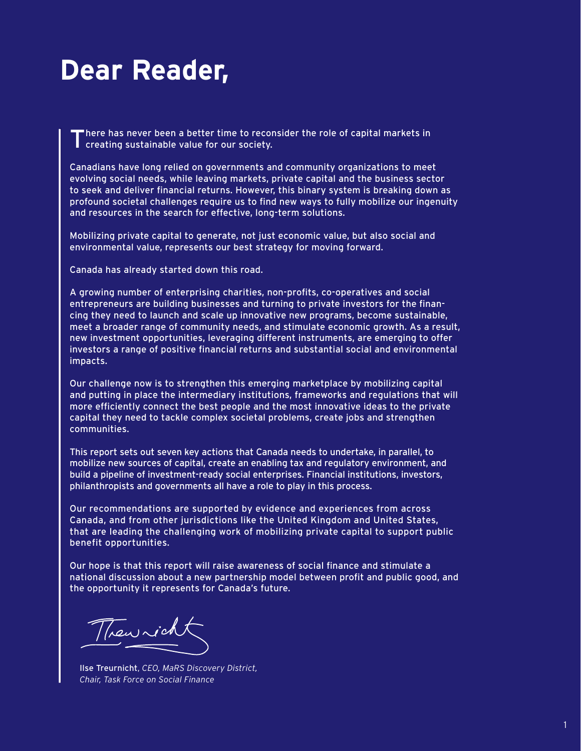# Dear Reader,

There has never been a better time to reconsider the role of capital markets in creating sustainable value for our society.

Canadians have long relied on governments and community organizations to meet evolving social needs, while leaving markets, private capital and the business sector to seek and deliver financial returns. However, this binary system is breaking down as profound societal challenges require us to find new ways to fully mobilize our ingenuity and resources in the search for effective, long-term solutions.

Mobilizing private capital to generate, not just economic value, but also social and environmental value, represents our best strategy for moving forward.

Canada has already started down this road.

A growing number of enterprising charities, non-profits, co-operatives and social entrepreneurs are building businesses and turning to private investors for the financing they need to launch and scale up innovative new programs, become sustainable, meet a broader range of community needs, and stimulate economic growth. As a result, new investment opportunities, leveraging different instruments, are emerging to offer investors a range of positive financial returns and substantial social and environmental impacts.

Our challenge now is to strengthen this emerging marketplace by mobilizing capital and putting in place the intermediary institutions, frameworks and regulations that will more efficiently connect the best people and the most innovative ideas to the private capital they need to tackle complex societal problems, create jobs and strengthen communities.

This report sets out seven key actions that Canada needs to undertake, in parallel, to mobilize new sources of capital, create an enabling tax and regulatory environment, and build a pipeline of investment-ready social enterprises. Financial institutions, investors, philanthropists and governments all have a role to play in this process.

Our recommendations are supported by evidence and experiences from across Canada, and from other jurisdictions like the United Kingdom and United States, that are leading the challenging work of mobilizing private capital to support public benefit opportunities.

Our hope is that this report will raise awareness of social finance and stimulate a national discussion about a new partnership model between profit and public good, and the opportunity it represents for Canada's future.

Ilse Treurnicht, *CEO, MaRS Discovery District,*
*Chair, Task Force on Social Finance*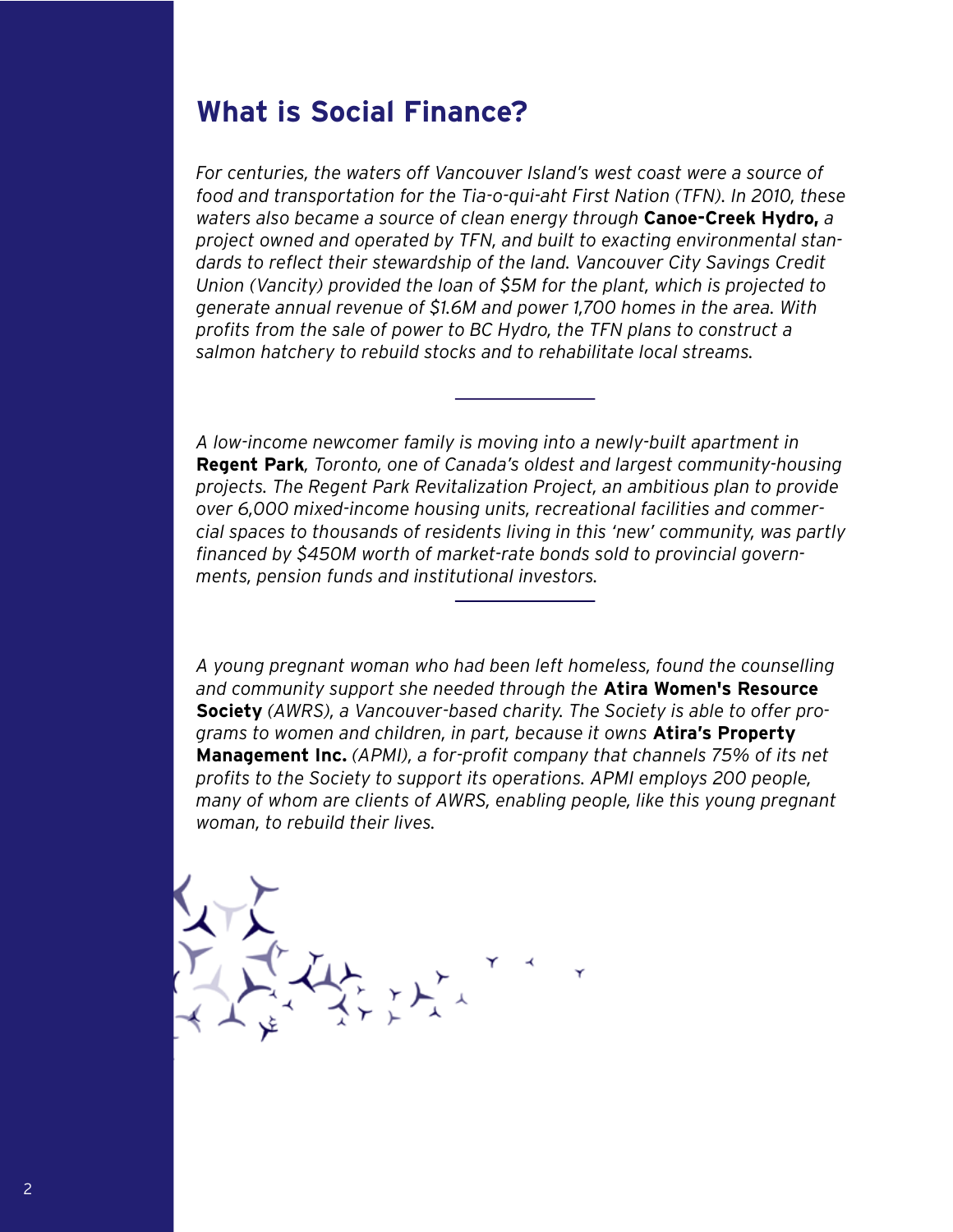## What is Social Finance?

*For centuries, the waters off Vancouver Island's west coast were a source of food and transportation for the Tia-o-qui-aht First Nation (TFN). In 2010, these waters also became a source of clean energy through* **Canoe-Creek Hydro,** *a project owned and operated by TFN, and built to exacting environmental standards to reflect their stewardship of the land. Vancouver City Savings Credit Union (Vancity) provided the loan of $5M for the plant, which is projected to generate annual revenue of $1.6M and power 1,700 homes in the area. With profits from the sale of power to BC Hydro, the TFN plans to construct a salmon hatchery to rebuild stocks and to rehabilitate local streams.*

---

*A low-income newcomer family is moving into a newly-built apartment in* **Regent Park**, *Toronto, one of Canada's oldest and largest community-housing projects. The Regent Park Revitalization Project, an ambitious plan to provide over 6,000 mixed-income housing units, recreational facilities and commercial spaces to thousands of residents living in this 'new' community, was partly financed by $450M worth of market-rate bonds sold to provincial governments, pension funds and institutional investors.*

---

*A young pregnant woman who had been left homeless, found the counselling and community support she needed through the* **Atira Women's Resource Society** *(AWRS), a Vancouver-based charity. The Society is able to offer programs to women and children, in part, because it owns* **Atira's Property Management Inc.** *(APMI), a for-profit company that channels 75% of its net profits to the Society to support its operations. APMI employs 200 people, many of whom are clients of AWRS, enabling people, like this young pregnant woman, to rebuild their lives.*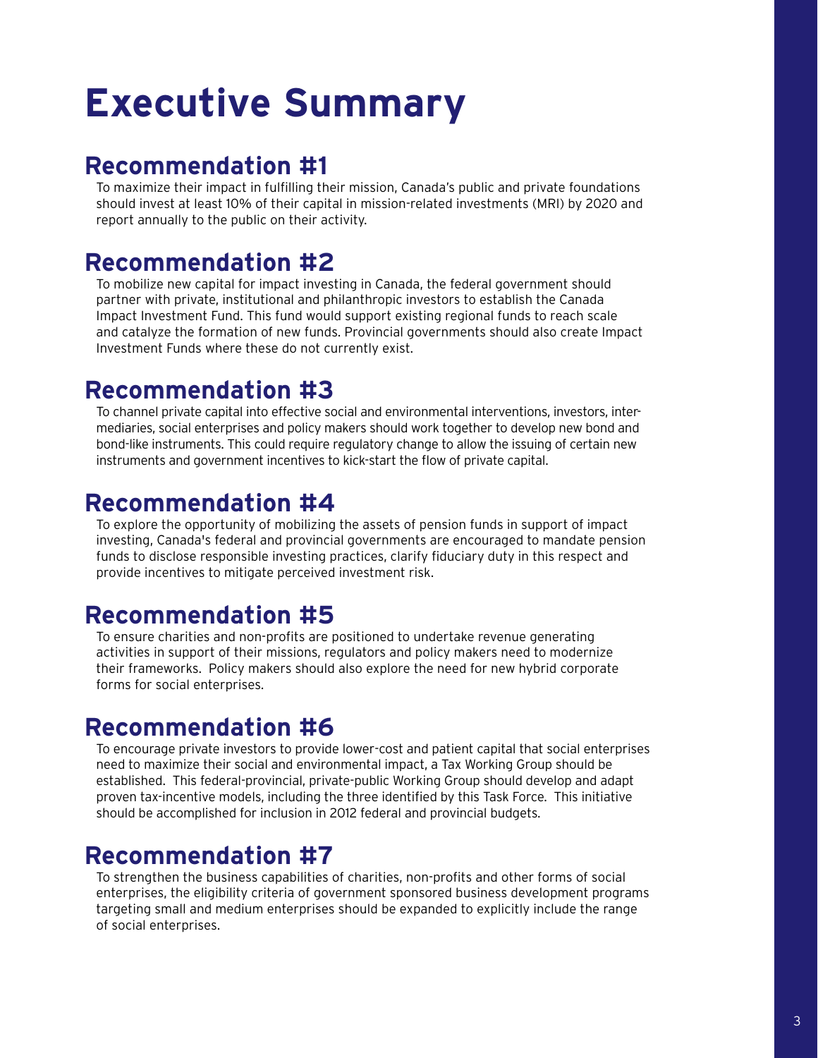# Executive Summary

## Recommendation #1

To maximize their impact in fulfilling their mission, Canada's public and private foundations should invest at least 10% of their capital in mission-related investments (MRI) by 2020 and report annually to the public on their activity.

## Recommendation #2

To mobilize new capital for impact investing in Canada, the federal government should partner with private, institutional and philanthropic investors to establish the Canada Impact Investment Fund. This fund would support existing regional funds to reach scale and catalyze the formation of new funds. Provincial governments should also create Impact Investment Funds where these do not currently exist.

## Recommendation #3

To channel private capital into effective social and environmental interventions, investors, intermediaries, social enterprises and policy makers should work together to develop new bond and bond-like instruments. This could require regulatory change to allow the issuing of certain new instruments and government incentives to kick-start the flow of private capital.

## Recommendation #4

To explore the opportunity of mobilizing the assets of pension funds in support of impact investing, Canada's federal and provincial governments are encouraged to mandate pension funds to disclose responsible investing practices, clarify fiduciary duty in this respect and provide incentives to mitigate perceived investment risk.

## Recommendation #5

To ensure charities and non-profits are positioned to undertake revenue generating activities in support of their missions, regulators and policy makers need to modernize their frameworks. Policy makers should also explore the need for new hybrid corporate forms for social enterprises.

## Recommendation #6

To encourage private investors to provide lower-cost and patient capital that social enterprises need to maximize their social and environmental impact, a Tax Working Group should be established. This federal-provincial, private-public Working Group should develop and adapt proven tax-incentive models, including the three identified by this Task Force. This initiative should be accomplished for inclusion in 2012 federal and provincial budgets.

## Recommendation #7

To strengthen the business capabilities of charities, non-profits and other forms of social enterprises, the eligibility criteria of government sponsored business development programs targeting small and medium enterprises should be expanded to explicitly include the range of social enterprises.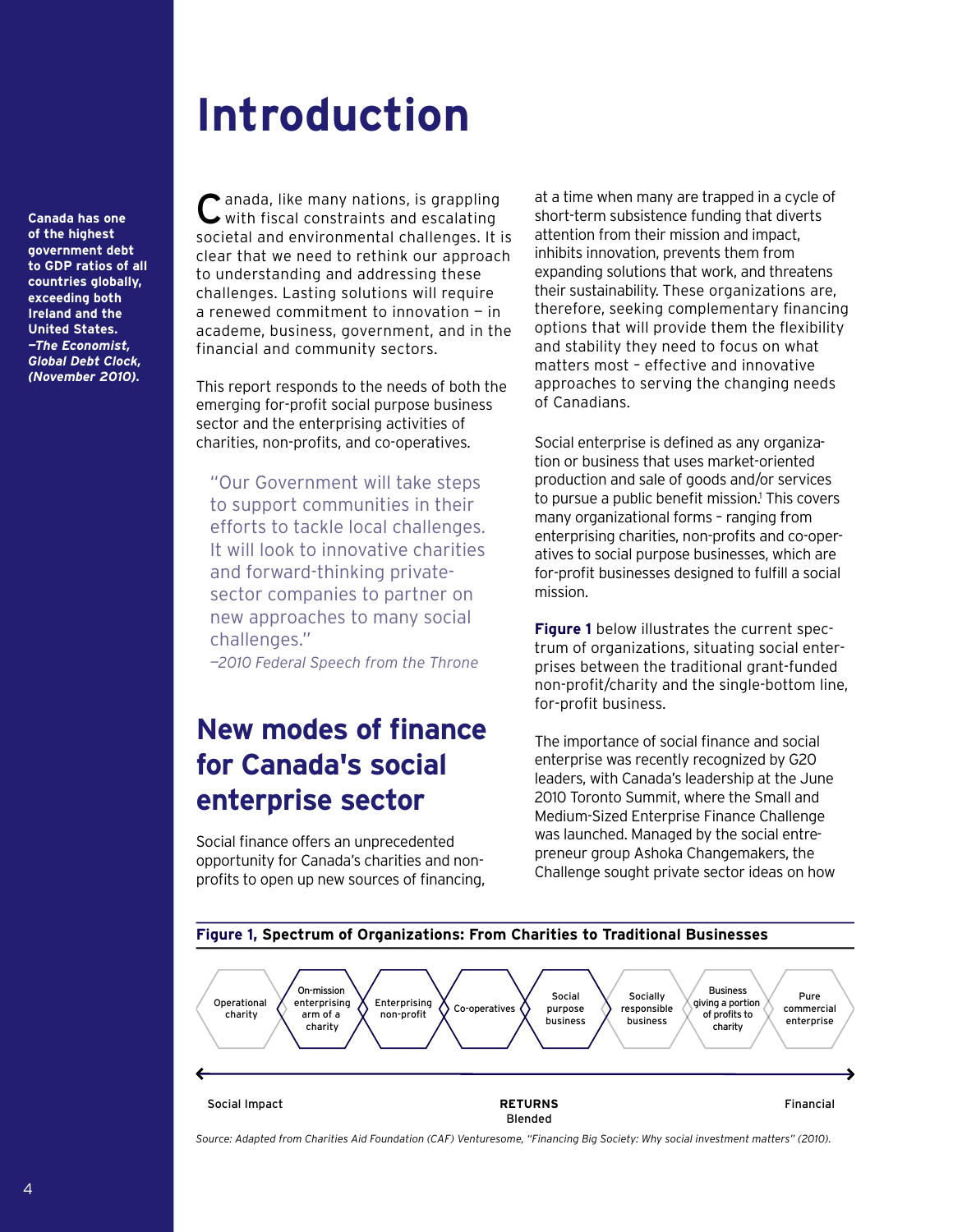# Introduction

**Canada has one of the highest government debt to GDP ratios of all countries globally, exceeding both Ireland and the United States.**
***—The Economist, Global Debt Clock, (November 2010).***

Canada, like many nations, is grappling with fiscal constraints and escalating societal and environmental challenges. It is clear that we need to rethink our approach to understanding and addressing these challenges. Lasting solutions will require a renewed commitment to innovation — in academe, business, government, and in the financial and community sectors.

This report responds to the needs of both the emerging for-profit social purpose business sector and the enterprising activities of charities, non-profits, and co-operatives.

> "Our Government will take steps to support communities in their efforts to tackle local challenges. It will look to innovative charities and forward-thinking private-sector companies to partner on new approaches to many social challenges."
> *—2010 Federal Speech from the Throne*

## New modes of finance for Canada's social enterprise sector

Social finance offers an unprecedented opportunity for Canada's charities and non-profits to open up new sources of financing, at a time when many are trapped in a cycle of short-term subsistence funding that diverts attention from their mission and impact, inhibits innovation, prevents them from expanding solutions that work, and threatens their sustainability. These organizations are, therefore, seeking complementary financing options that will provide them the flexibility and stability they need to focus on what matters most – effective and innovative approaches to serving the changing needs of Canadians.

Social enterprise is defined as any organization or business that uses market-oriented production and sale of goods and/or services to pursue a public benefit mission.[1] This covers many organizational forms – ranging from enterprising charities, non-profits and co-operatives to social purpose businesses, which are for-profit businesses designed to fulfill a social mission.

**Figure 1** below illustrates the current spectrum of organizations, situating social enterprises between the traditional grant-funded non-profit/charity and the single-bottom line, for-profit business.

The importance of social finance and social enterprise was recently recognized by G20 leaders, with Canada's leadership at the June 2010 Toronto Summit, where the Small and Medium-Sized Enterprise Finance Challenge was launched. Managed by the social entrepreneur group Ashoka Changemakers, the Challenge sought private sector ideas on how

**Figure 1, Spectrum of Organizations: From Charities to Traditional Businesses**

| Operational charity | On-mission enterprising arm of a charity | Enterprising non-profit | Co-operatives | Social purpose business | Socially responsible business | Business giving a portion of profits to charity | Pure commercial enterprise |
|---|---|---|---|---|---|---|---|

Social Impact ← **RETURNS** Blended → Financial

*Source: Adapted from Charities Aid Foundation (CAF) Venturesome, "Financing Big Society: Why social investment matters" (2010).*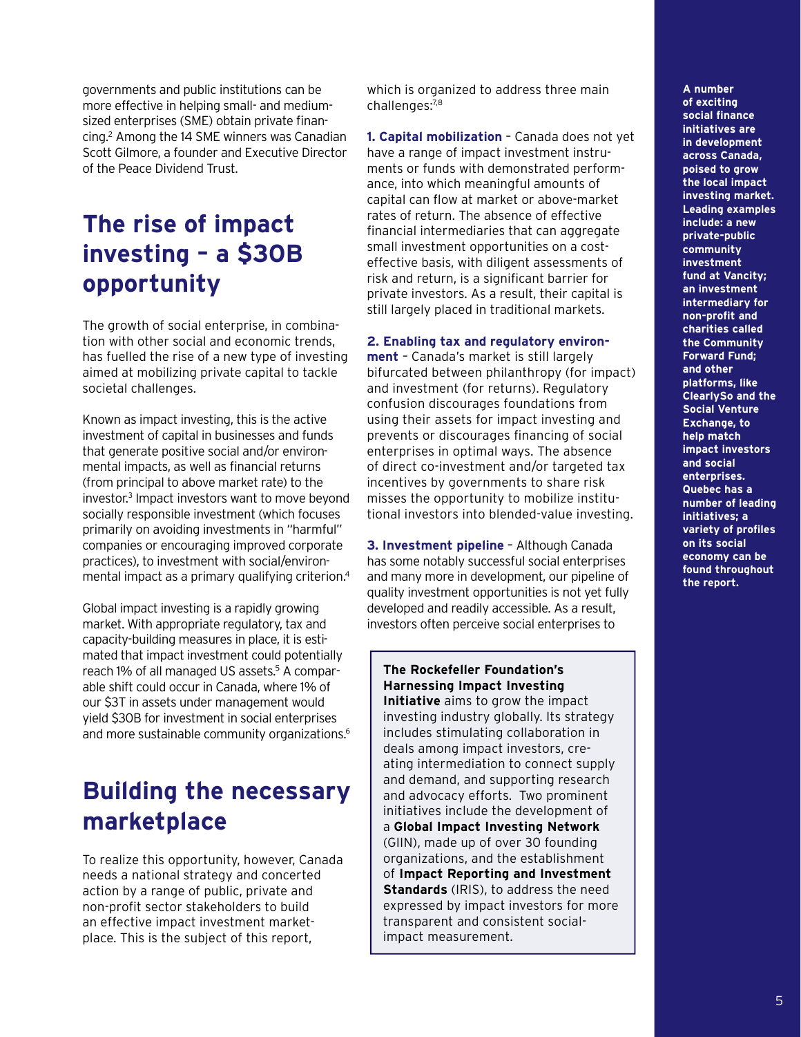governments and public institutions can be more effective in helping small- and medium-sized enterprises (SME) obtain private financing.[2] Among the 14 SME winners was Canadian Scott Gilmore, a founder and Executive Director of the Peace Dividend Trust.

## The rise of impact investing – a $30B opportunity

The growth of social enterprise, in combination with other social and economic trends, has fuelled the rise of a new type of investing aimed at mobilizing private capital to tackle societal challenges.

Known as impact investing, this is the active investment of capital in businesses and funds that generate positive social and/or environmental impacts, as well as financial returns (from principal to above market rate) to the investor.[3] Impact investors want to move beyond socially responsible investment (which focuses primarily on avoiding investments in "harmful" companies or encouraging improved corporate practices), to investment with social/environmental impact as a primary qualifying criterion.[4]

Global impact investing is a rapidly growing market. With appropriate regulatory, tax and capacity-building measures in place, it is estimated that impact investment could potentially reach 1% of all managed US assets.[5] A comparable shift could occur in Canada, where 1% of our $3T in assets under management would yield $30B for investment in social enterprises and more sustainable community organizations.[6]

## Building the necessary marketplace

To realize this opportunity, however, Canada needs a national strategy and concerted action by a range of public, private and non-profit sector stakeholders to build an effective impact investment marketplace. This is the subject of this report, which is organized to address three main challenges:[7,8]

**1. Capital mobilization** – Canada does not yet have a range of impact investment instruments or funds with demonstrated performance, into which meaningful amounts of capital can flow at market or above-market rates of return. The absence of effective financial intermediaries that can aggregate small investment opportunities on a cost-effective basis, with diligent assessments of risk and return, is a significant barrier for private investors. As a result, their capital is still largely placed in traditional markets.

**2. Enabling tax and regulatory environment** – Canada's market is still largely bifurcated between philanthropy (for impact) and investment (for returns). Regulatory confusion discourages foundations from using their assets for impact investing and prevents or discourages financing of social enterprises in optimal ways. The absence of direct co-investment and/or targeted tax incentives by governments to share risk misses the opportunity to mobilize institutional investors into blended-value investing.

**3. Investment pipeline** – Although Canada has some notably successful social enterprises and many more in development, our pipeline of quality investment opportunities is not yet fully developed and readily accessible. As a result, investors often perceive social enterprises to

**The Rockefeller Foundation's Harnessing Impact Investing Initiative** aims to grow the impact investing industry globally. Its strategy includes stimulating collaboration in deals among impact investors, creating intermediation to connect supply and demand, and supporting research and advocacy efforts. Two prominent initiatives include the development of a **Global Impact Investing Network** (GIIN), made up of over 30 founding organizations, and the establishment of **Impact Reporting and Investment Standards** (IRIS), to address the need expressed by impact investors for more transparent and consistent social-impact measurement.

**A number of exciting social finance initiatives are in development across Canada, poised to grow the local impact investing market. Leading examples include: a new private-public community investment fund at Vancity; an investment intermediary for non-profit and charities called the Community Forward Fund; and other platforms, like ClearlySo and the Social Venture Exchange, to help match impact investors and social enterprises. Quebec has a number of leading initiatives; a variety of profiles on its social economy can be found throughout the report.**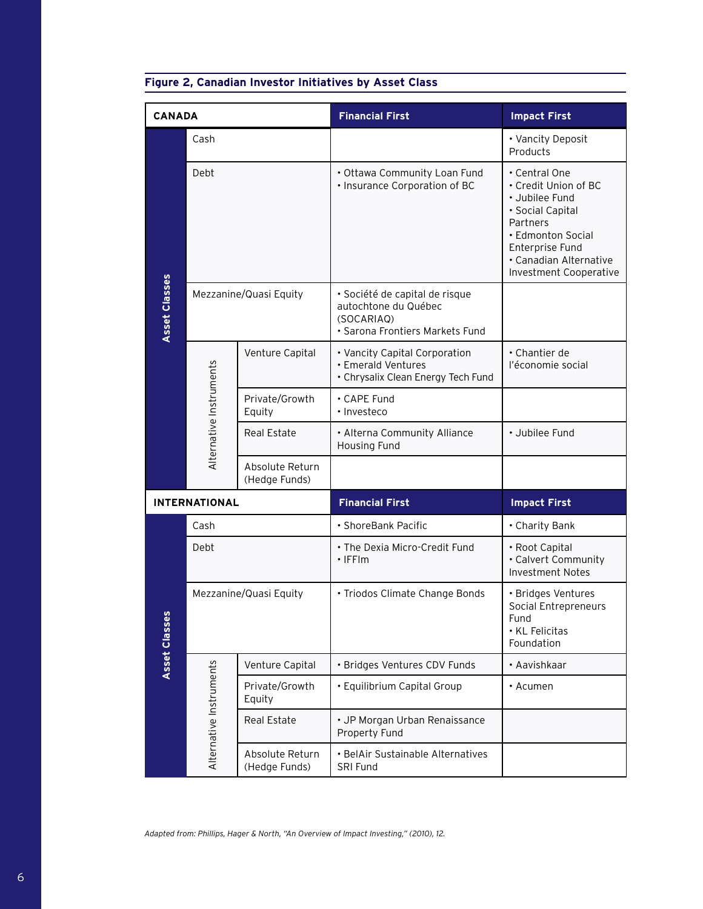**Figure 2, Canadian Investor Initiatives by Asset Class**

| CANADA | | | Financial First | Impact First |
|---|---|---|---|---|
| Asset Classes | Cash | | | • Vancity Deposit Products |
| | Debt | | • Ottawa Community Loan Fund<br>• Insurance Corporation of BC | • Central One<br>• Credit Union of BC<br>• Jubilee Fund<br>• Social Capital Partners<br>• Edmonton Social Enterprise Fund<br>• Canadian Alternative Investment Cooperative |
| | Mezzanine/Quasi Equity | | • Société de capital de risque autochtone du Québec (SOCARIAQ)<br>• Sarona Frontiers Markets Fund | |
| | Alternative Instruments | Venture Capital | • Vancity Capital Corporation<br>• Emerald Ventures<br>• Chrysalix Clean Energy Tech Fund | • Chantier de l'économie social |
| | | Private/Growth Equity | • CAPE Fund<br>• Investeco | |
| | | Real Estate | • Alterna Community Alliance Housing Fund | • Jubilee Fund |
| | | Absolute Return (Hedge Funds) | | |
| **INTERNATIONAL** | | | **Financial First** | **Impact First** |
| Asset Classes | Cash | | • ShoreBank Pacific | • Charity Bank |
| | Debt | | • The Dexia Micro-Credit Fund<br>• IFFIm | • Root Capital<br>• Calvert Community Investment Notes |
| | Mezzanine/Quasi Equity | | • Triodos Climate Change Bonds | • Bridges Ventures Social Entrepreneurs Fund<br>• KL Felicitas Foundation |
| | Alternative Instruments | Venture Capital | • Bridges Ventures CDV Funds | • Aavishkaar |
| | | Private/Growth Equity | • Equilibrium Capital Group | • Acumen |
| | | Real Estate | • JP Morgan Urban Renaissance Property Fund | |
| | | Absolute Return (Hedge Funds) | • BelAir Sustainable Alternatives SRI Fund | |

*Adapted from: Phillips, Hager & North, "An Overview of Impact Investing," (2010), 12.*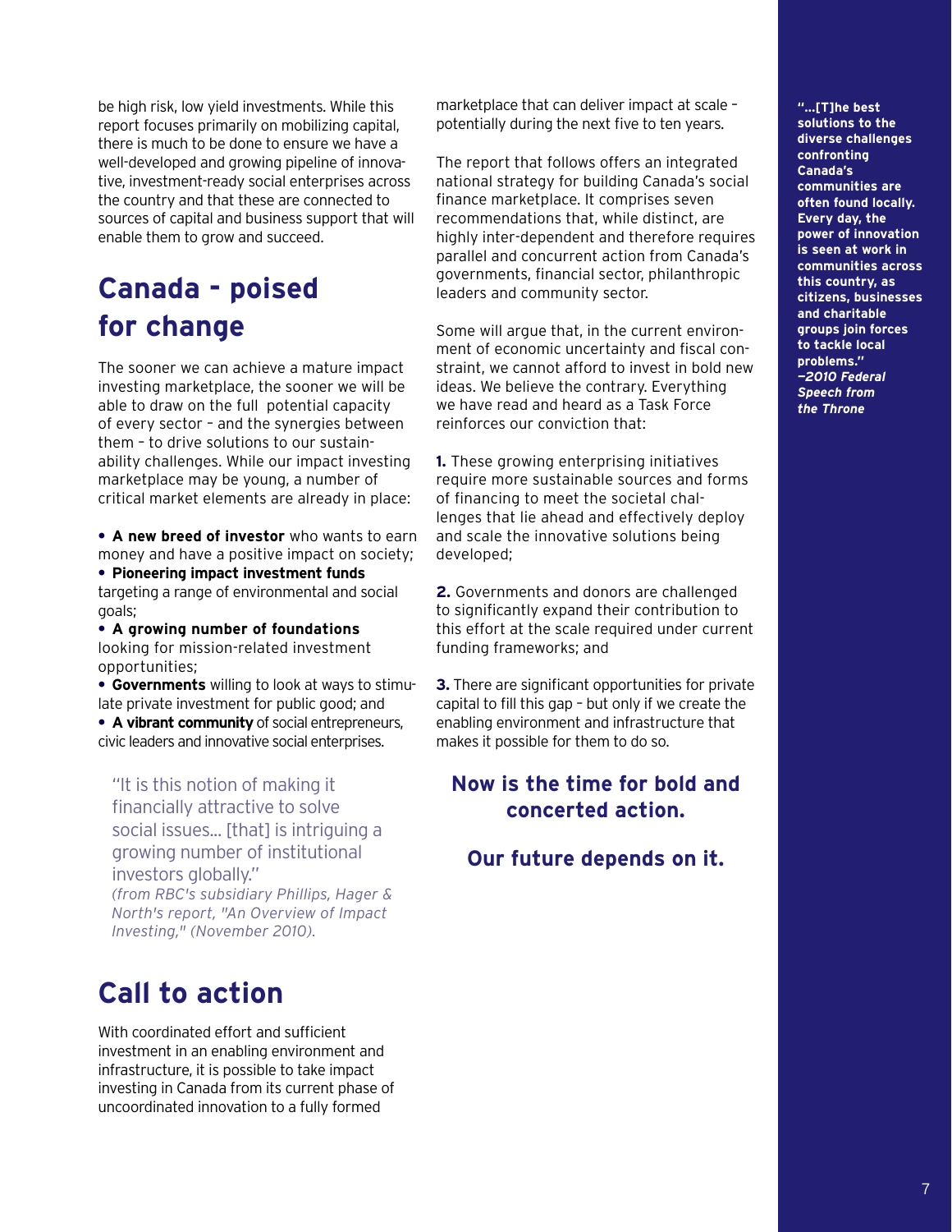be high risk, low yield investments. While this report focuses primarily on mobilizing capital, there is much to be done to ensure we have a well-developed and growing pipeline of innovative, investment-ready social enterprises across the country and that these are connected to sources of capital and business support that will enable them to grow and succeed.

## Canada – poised for change

The sooner we can achieve a mature impact investing marketplace, the sooner we will be able to draw on the full potential capacity of every sector – and the synergies between them – to drive solutions to our sustainability challenges. While our impact investing marketplace may be young, a number of critical market elements are already in place:

- **A new breed of investor** who wants to earn money and have a positive impact on society;
- **Pioneering impact investment funds** targeting a range of environmental and social goals;
- **A growing number of foundations** looking for mission-related investment opportunities;
- **Governments** willing to look at ways to stimulate private investment for public good; and
- **A vibrant community** of social entrepreneurs, civic leaders and innovative social enterprises.

> "It is this notion of making it financially attractive to solve social issues... [that] is intriguing a growing number of institutional investors globally."
> *(from RBC's subsidiary Phillips, Hager & North's report, "An Overview of Impact Investing," (November 2010).*

## Call to action

With coordinated effort and sufficient investment in an enabling environment and infrastructure, it is possible to take impact investing in Canada from its current phase of uncoordinated innovation to a fully formed marketplace that can deliver impact at scale – potentially during the next five to ten years.

The report that follows offers an integrated national strategy for building Canada's social finance marketplace. It comprises seven recommendations that, while distinct, are highly inter-dependent and therefore requires parallel and concurrent action from Canada's governments, financial sector, philanthropic leaders and community sector.

Some will argue that, in the current environment of economic uncertainty and fiscal constraint, we cannot afford to invest in bold new ideas. We believe the contrary. Everything we have read and heard as a Task Force reinforces our conviction that:

**1.** These growing enterprising initiatives require more sustainable sources and forms of financing to meet the societal challenges that lie ahead and effectively deploy and scale the innovative solutions being developed;

**2.** Governments and donors are challenged to significantly expand their contribution to this effort at the scale required under current funding frameworks; and

**3.** There are significant opportunities for private capital to fill this gap – but only if we create the enabling environment and infrastructure that makes it possible for them to do so.

**Now is the time for bold and concerted action.**

**Our future depends on it.**

> **"...[T]he best solutions to the diverse challenges confronting Canada's communities are often found locally. Every day, the power of innovation is seen at work in communities across this country, as citizens, businesses and charitable groups join forces to tackle local problems."**
> ***—2010 Federal Speech from the Throne***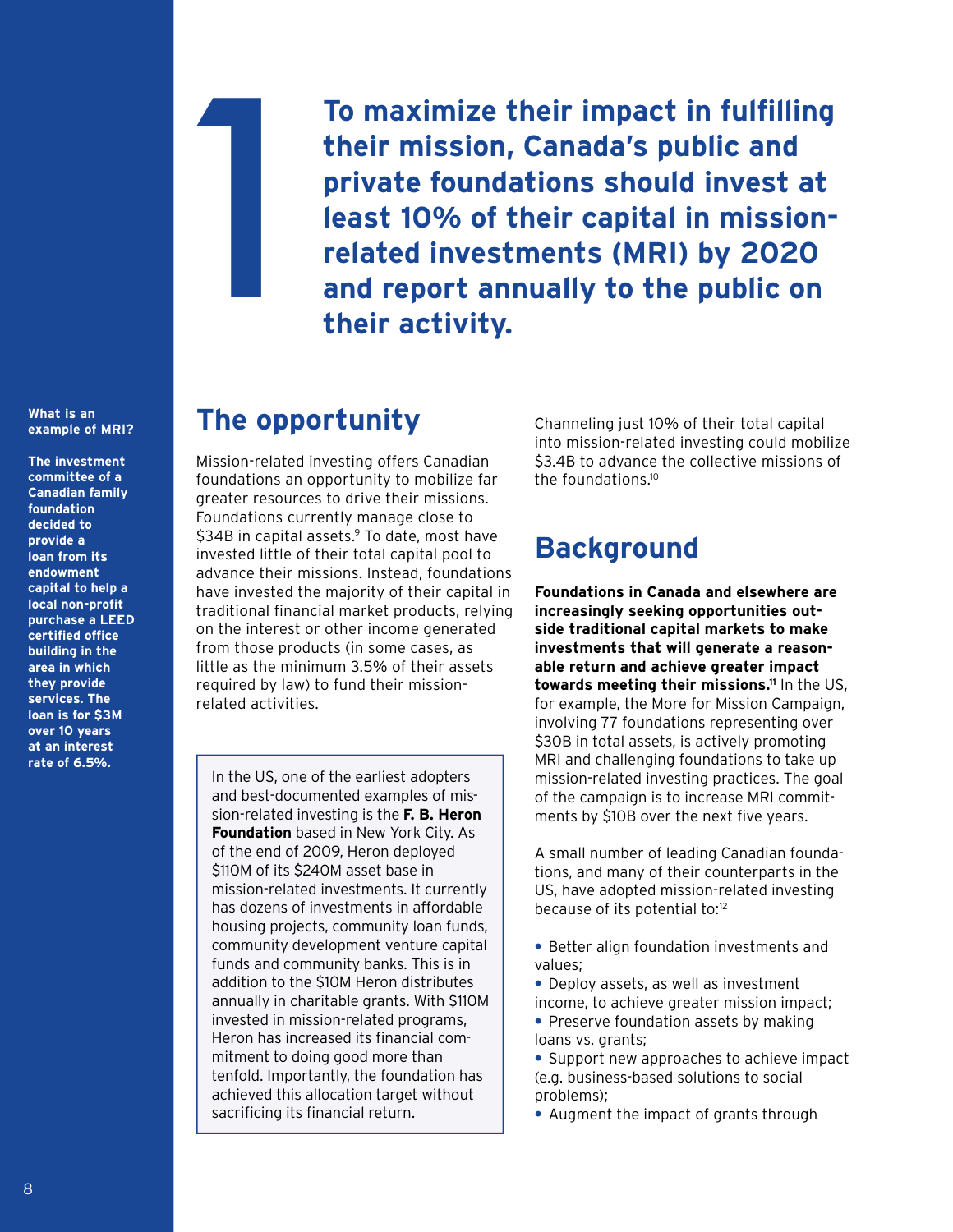# 1

**To maximize their impact in fulfilling their mission, Canada's public and private foundations should invest at least 10% of their capital in mission-related investments (MRI) by 2020 and report annually to the public on their activity.**

**What is an example of MRI?**

**The investment committee of a Canadian family foundation decided to provide a loan from its endowment capital to help a local non-profit purchase a LEED certified office building in the area in which they provide services. The loan is for \$3M over 10 years at an interest rate of 6.5%.**

## The opportunity

Mission-related investing offers Canadian foundations an opportunity to mobilize far greater resources to drive their missions. Foundations currently manage close to \$34B in capital assets.[9] To date, most have invested little of their total capital pool to advance their missions. Instead, foundations have invested the majority of their capital in traditional financial market products, relying on the interest or other income generated from those products (in some cases, as little as the minimum 3.5% of their assets required by law) to fund their mission-related activities.

> In the US, one of the earliest adopters and best-documented examples of mission-related investing is the **F. B. Heron Foundation** based in New York City. As of the end of 2009, Heron deployed \$110M of its \$240M asset base in mission-related investments. It currently has dozens of investments in affordable housing projects, community loan funds, community development venture capital funds and community banks. This is in addition to the \$10M Heron distributes annually in charitable grants. With \$110M invested in mission-related programs, Heron has increased its financial commitment to doing good more than tenfold. Importantly, the foundation has achieved this allocation target without sacrificing its financial return.

Channeling just 10% of their total capital into mission-related investing could mobilize \$3.4B to advance the collective missions of the foundations.[10]

## Background

**Foundations in Canada and elsewhere are increasingly seeking opportunities outside traditional capital markets to make investments that will generate a reasonable return and achieve greater impact towards meeting their missions.[11]** In the US, for example, the More for Mission Campaign, involving 77 foundations representing over \$30B in total assets, is actively promoting MRI and challenging foundations to take up mission-related investing practices. The goal of the campaign is to increase MRI commitments by \$10B over the next five years.

A small number of leading Canadian foundations, and many of their counterparts in the US, have adopted mission-related investing because of its potential to:[12]

- Better align foundation investments and values;
- Deploy assets, as well as investment income, to achieve greater mission impact;
- Preserve foundation assets by making loans vs. grants;
- Support new approaches to achieve impact (e.g. business-based solutions to social problems);
- Augment the impact of grants through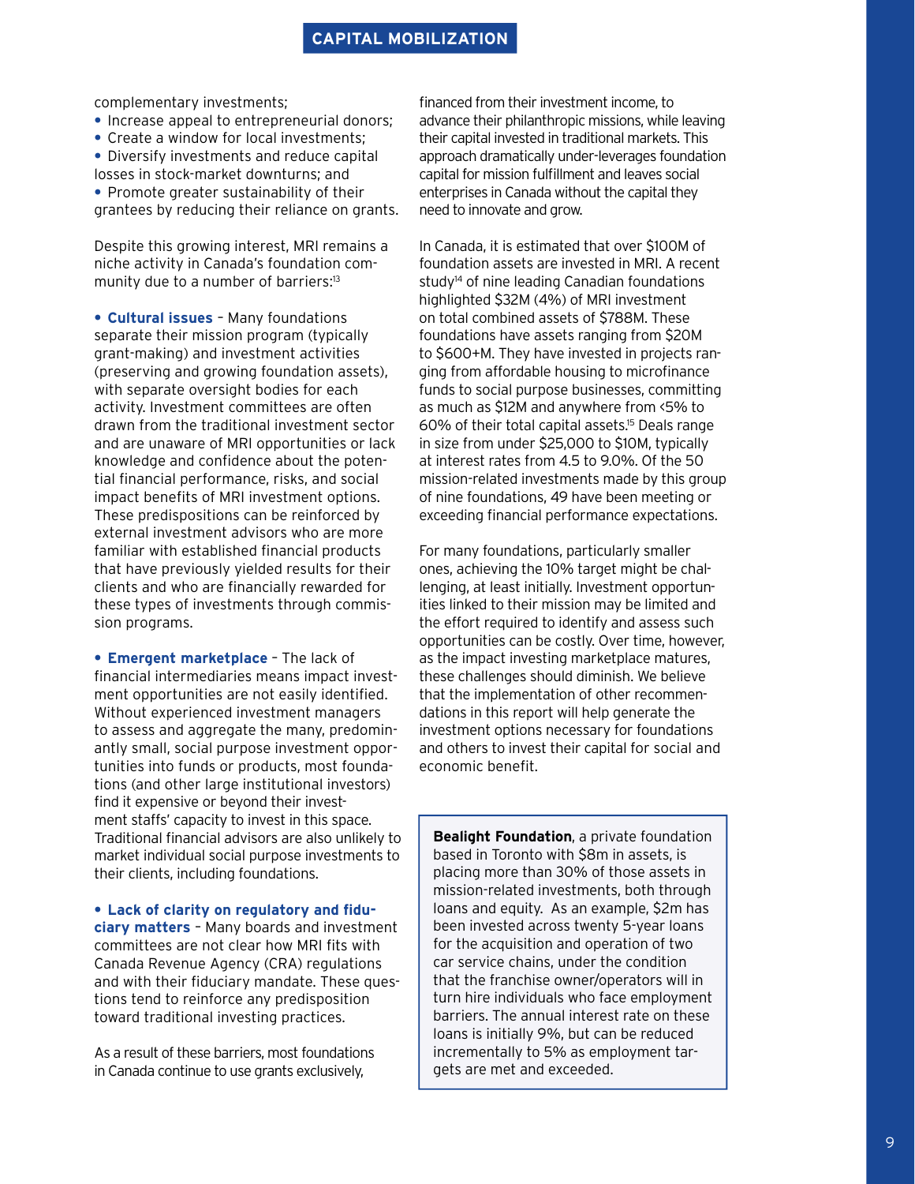complementary investments;

- Increase appeal to entrepreneurial donors;
- Create a window for local investments;
- Diversify investments and reduce capital losses in stock-market downturns; and
- Promote greater sustainability of their grantees by reducing their reliance on grants.

Despite this growing interest, MRI remains a niche activity in Canada's foundation community due to a number of barriers:[13]

- **Cultural issues** – Many foundations separate their mission program (typically grant-making) and investment activities (preserving and growing foundation assets), with separate oversight bodies for each activity. Investment committees are often drawn from the traditional investment sector and are unaware of MRI opportunities or lack knowledge and confidence about the potential financial performance, risks, and social impact benefits of MRI investment options. These predispositions can be reinforced by external investment advisors who are more familiar with established financial products that have previously yielded results for their clients and who are financially rewarded for these types of investments through commission programs.

- **Emergent marketplace** – The lack of financial intermediaries means impact investment opportunities are not easily identified. Without experienced investment managers to assess and aggregate the many, predominantly small, social purpose investment opportunities into funds or products, most foundations (and other large institutional investors) find it expensive or beyond their investment staffs' capacity to invest in this space. Traditional financial advisors are also unlikely to market individual social purpose investments to their clients, including foundations.

- **Lack of clarity on regulatory and fiduciary matters** – Many boards and investment committees are not clear how MRI fits with Canada Revenue Agency (CRA) regulations and with their fiduciary mandate. These questions tend to reinforce any predisposition toward traditional investing practices.

As a result of these barriers, most foundations in Canada continue to use grants exclusively, financed from their investment income, to advance their philanthropic missions, while leaving their capital invested in traditional markets. This approach dramatically under-leverages foundation capital for mission fulfillment and leaves social enterprises in Canada without the capital they need to innovate and grow.

In Canada, it is estimated that over $100M of foundation assets are invested in MRI. A recent study[14] of nine leading Canadian foundations highlighted $32M (4%) of MRI investment on total combined assets of $788M. These foundations have assets ranging from $20M to $600+M. They have invested in projects ranging from affordable housing to microfinance funds to social purpose businesses, committing as much as $12M and anywhere from <5% to 60% of their total capital assets.[15] Deals range in size from under $25,000 to $10M, typically at interest rates from 4.5 to 9.0%. Of the 50 mission-related investments made by this group of nine foundations, 49 have been meeting or exceeding financial performance expectations.

For many foundations, particularly smaller ones, achieving the 10% target might be challenging, at least initially. Investment opportunities linked to their mission may be limited and the effort required to identify and assess such opportunities can be costly. Over time, however, as the impact investing marketplace matures, these challenges should diminish. We believe that the implementation of other recommendations in this report will help generate the investment options necessary for foundations and others to invest their capital for social and economic benefit.

> **Bealight Foundation**, a private foundation based in Toronto with $8m in assets, is placing more than 30% of those assets in mission-related investments, both through loans and equity. As an example, $2m has been invested across twenty 5-year loans for the acquisition and operation of two car service chains, under the condition that the franchise owner/operators will in turn hire individuals who face employment barriers. The annual interest rate on these loans is initially 9%, but can be reduced incrementally to 5% as employment targets are met and exceeded.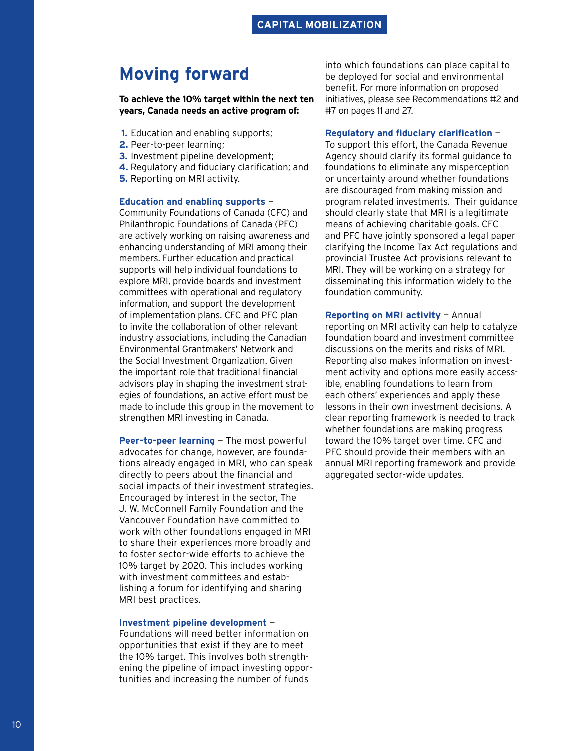## Moving forward

**To achieve the 10% target within the next ten years, Canada needs an active program of:**

1. Education and enabling supports;
2. Peer-to-peer learning;
3. Investment pipeline development;
4. Regulatory and fiduciary clarification; and
5. Reporting on MRI activity.

**Education and enabling supports** – Community Foundations of Canada (CFC) and Philanthropic Foundations of Canada (PFC) are actively working on raising awareness and enhancing understanding of MRI among their members. Further education and practical supports will help individual foundations to explore MRI, provide boards and investment committees with operational and regulatory information, and support the development of implementation plans. CFC and PFC plan to invite the collaboration of other relevant industry associations, including the Canadian Environmental Grantmakers' Network and the Social Investment Organization. Given the important role that traditional financial advisors play in shaping the investment strategies of foundations, an active effort must be made to include this group in the movement to strengthen MRI investing in Canada.

**Peer-to-peer learning** – The most powerful advocates for change, however, are foundations already engaged in MRI, who can speak directly to peers about the financial and social impacts of their investment strategies. Encouraged by interest in the sector, The J. W. McConnell Family Foundation and the Vancouver Foundation have committed to work with other foundations engaged in MRI to share their experiences more broadly and to foster sector-wide efforts to achieve the 10% target by 2020. This includes working with investment committees and establishing a forum for identifying and sharing MRI best practices.

**Investment pipeline development** – Foundations will need better information on opportunities that exist if they are to meet the 10% target. This involves both strengthening the pipeline of impact investing opportunities and increasing the number of funds into which foundations can place capital to be deployed for social and environmental benefit. For more information on proposed initiatives, please see Recommendations #2 and #7 on pages 11 and 27.

**Regulatory and fiduciary clarification** – To support this effort, the Canada Revenue Agency should clarify its formal guidance to foundations to eliminate any misperception or uncertainty around whether foundations are discouraged from making mission and program related investments. Their guidance should clearly state that MRI is a legitimate means of achieving charitable goals. CFC and PFC have jointly sponsored a legal paper clarifying the Income Tax Act regulations and provincial Trustee Act provisions relevant to MRI. They will be working on a strategy for disseminating this information widely to the foundation community.

**Reporting on MRI activity** – Annual reporting on MRI activity can help to catalyze foundation board and investment committee discussions on the merits and risks of MRI. Reporting also makes information on investment activity and options more easily accessible, enabling foundations to learn from each others' experiences and apply these lessons in their own investment decisions. A clear reporting framework is needed to track whether foundations are making progress toward the 10% target over time. CFC and PFC should provide their members with an annual MRI reporting framework and provide aggregated sector-wide updates.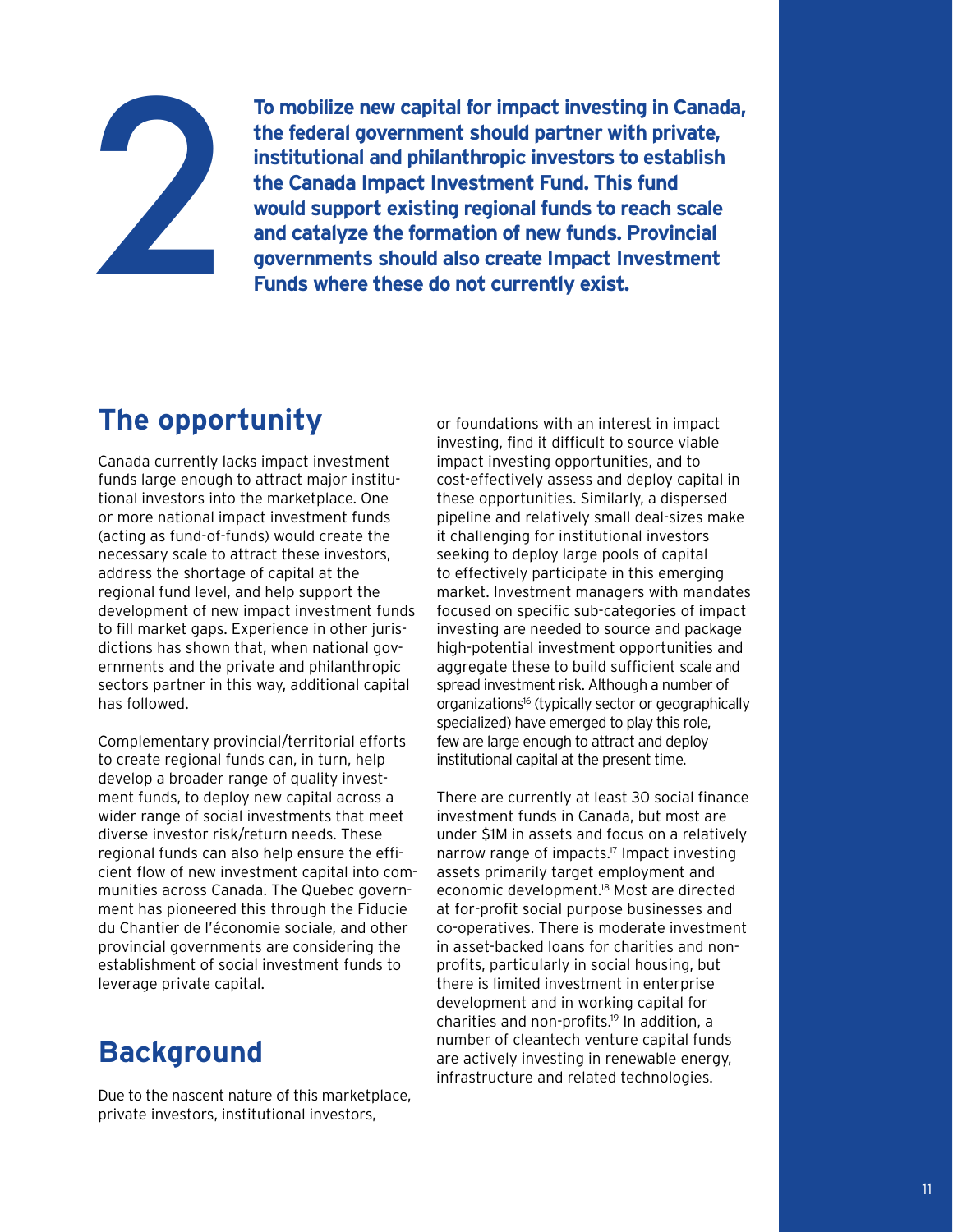**2**

**To mobilize new capital for impact investing in Canada, the federal government should partner with private, institutional and philanthropic investors to establish the Canada Impact Investment Fund. This fund would support existing regional funds to reach scale and catalyze the formation of new funds. Provincial governments should also create Impact Investment Funds where these do not currently exist.**

## The opportunity

Canada currently lacks impact investment funds large enough to attract major institutional investors into the marketplace. One or more national impact investment funds (acting as fund-of-funds) would create the necessary scale to attract these investors, address the shortage of capital at the regional fund level, and help support the development of new impact investment funds to fill market gaps. Experience in other jurisdictions has shown that, when national governments and the private and philanthropic sectors partner in this way, additional capital has followed.

Complementary provincial/territorial efforts to create regional funds can, in turn, help develop a broader range of quality investment funds, to deploy new capital across a wider range of social investments that meet diverse investor risk/return needs. These regional funds can also help ensure the efficient flow of new investment capital into communities across Canada. The Quebec government has pioneered this through the Fiducie du Chantier de l'économie sociale, and other provincial governments are considering the establishment of social investment funds to leverage private capital.

## Background

Due to the nascent nature of this marketplace, private investors, institutional investors, or foundations with an interest in impact investing, find it difficult to source viable impact investing opportunities, and to cost-effectively assess and deploy capital in these opportunities. Similarly, a dispersed pipeline and relatively small deal-sizes make it challenging for institutional investors seeking to deploy large pools of capital to effectively participate in this emerging market. Investment managers with mandates focused on specific sub-categories of impact investing are needed to source and package high-potential investment opportunities and aggregate these to build sufficient scale and spread investment risk. Although a number of organizations[16] (typically sector or geographically specialized) have emerged to play this role, few are large enough to attract and deploy institutional capital at the present time.

There are currently at least 30 social finance investment funds in Canada, but most are under $1M in assets and focus on a relatively narrow range of impacts.[17] Impact investing assets primarily target employment and economic development.[18] Most are directed at for-profit social purpose businesses and co-operatives. There is moderate investment in asset-backed loans for charities and non-profits, particularly in social housing, but there is limited investment in enterprise development and in working capital for charities and non-profits.[19] In addition, a number of cleantech venture capital funds are actively investing in renewable energy, infrastructure and related technologies.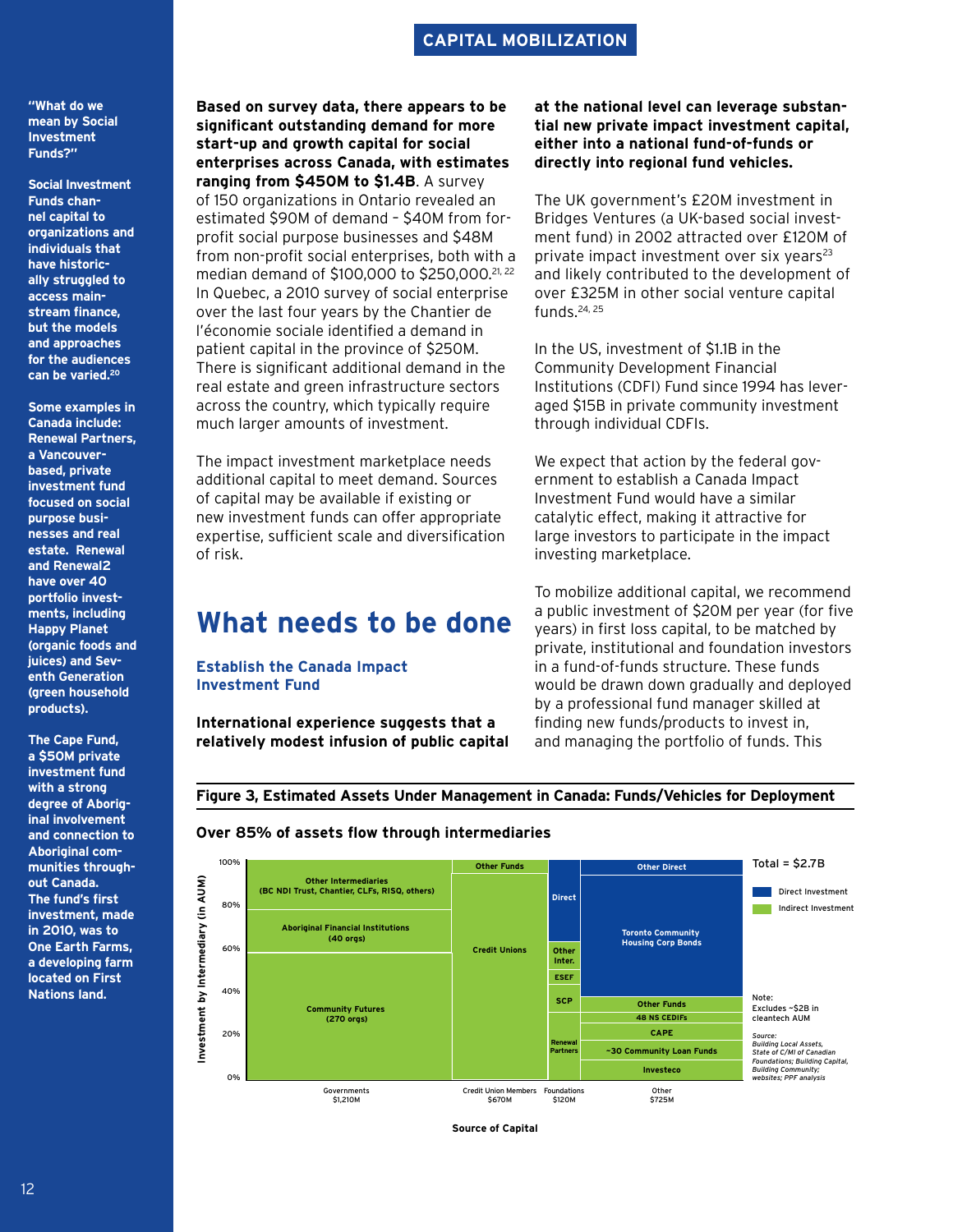**"What do we mean by Social Investment Funds?"**

**Social Investment Funds channel capital to organizations and individuals that have historically struggled to access mainstream finance, but the models and approaches for the audiences can be varied.[20]**

**Some examples in Canada include: Renewal Partners, a Vancouver-based, private investment fund focused on social purpose businesses and real estate. Renewal and Renewal2 have over 40 portfolio investments, including Happy Planet (organic foods and juices) and Seventh Generation (green household products).**

**The Cape Fund, a $50M private investment fund with a strong degree of Aboriginal involvement and connection to Aboriginal communities throughout Canada. The fund's first investment, made in 2010, was to One Earth Farms, a developing farm located on First Nations land.**

**Based on survey data, there appears to be significant outstanding demand for more start-up and growth capital for social enterprises across Canada, with estimates ranging from $450M to $1.4B**. A survey of 150 organizations in Ontario revealed an estimated $90M of demand – $40M from for-profit social purpose businesses and $48M from non-profit social enterprises, both with a median demand of $100,000 to $250,000.[21, 22] In Quebec, a 2010 survey of social enterprise over the last four years by the Chantier de l'économie sociale identified a demand in patient capital in the province of $250M. There is significant additional demand in the real estate and green infrastructure sectors across the country, which typically require much larger amounts of investment.

The impact investment marketplace needs additional capital to meet demand. Sources of capital may be available if existing or new investment funds can offer appropriate expertise, sufficient scale and diversification of risk.

# What needs to be done

### Establish the Canada Impact Investment Fund

**International experience suggests that a relatively modest infusion of public capital at the national level can leverage substantial new private impact investment capital, either into a national fund-of-funds or directly into regional fund vehicles.**

The UK government's £20M investment in Bridges Ventures (a UK-based social investment fund) in 2002 attracted over £120M of private impact investment over six years[23] and likely contributed to the development of over £325M in other social venture capital funds.[24, 25]

In the US, investment of $1.1B in the Community Development Financial Institutions (CDFI) Fund since 1994 has leveraged $15B in private community investment through individual CDFIs.

We expect that action by the federal government to establish a Canada Impact Investment Fund would have a similar catalytic effect, making it attractive for large investors to participate in the impact investing marketplace.

To mobilize additional capital, we recommend a public investment of $20M per year (for five years) in first loss capital, to be matched by private, institutional and foundation investors in a fund-of-funds structure. These funds would be drawn down gradually and deployed by a professional fund manager skilled at finding new funds/products to invest in, and managing the portfolio of funds. This

**Figure 3, Estimated Assets Under Management in Canada: Funds/Vehicles for Deployment**

**Over 85% of assets flow through intermediaries**

| Source of Capital | Investment by Intermediary (in AUM), bottom to top |
|---|---|
| Governments $1,210M | Community Futures (270 orgs); Aboriginal Financial Institutions (40 orgs); Other Intermediaries (BC NDI Trust, Chantier, CLFs, RISQ, others) |
| Credit Union Members $670M | Credit Unions; Other Funds |
| Foundations $120M | Renewal Partners; SCP; ESEF; Other Inter.; Direct |
| Other $725M | Investeco; ~30 Community Loan Funds; CAPE; 48 NS CEDIFs; Other Funds; Toronto Community Housing Corp Bonds; Other Direct |

Total = $2.7B

Legend: Direct Investment; Indirect Investment

Note: Excludes ~$2B in cleantech AUM

*Source: Building Local Assets, State of C/MI of Canadian Foundations; Building Capital, Building Community; websites; PPF analysis*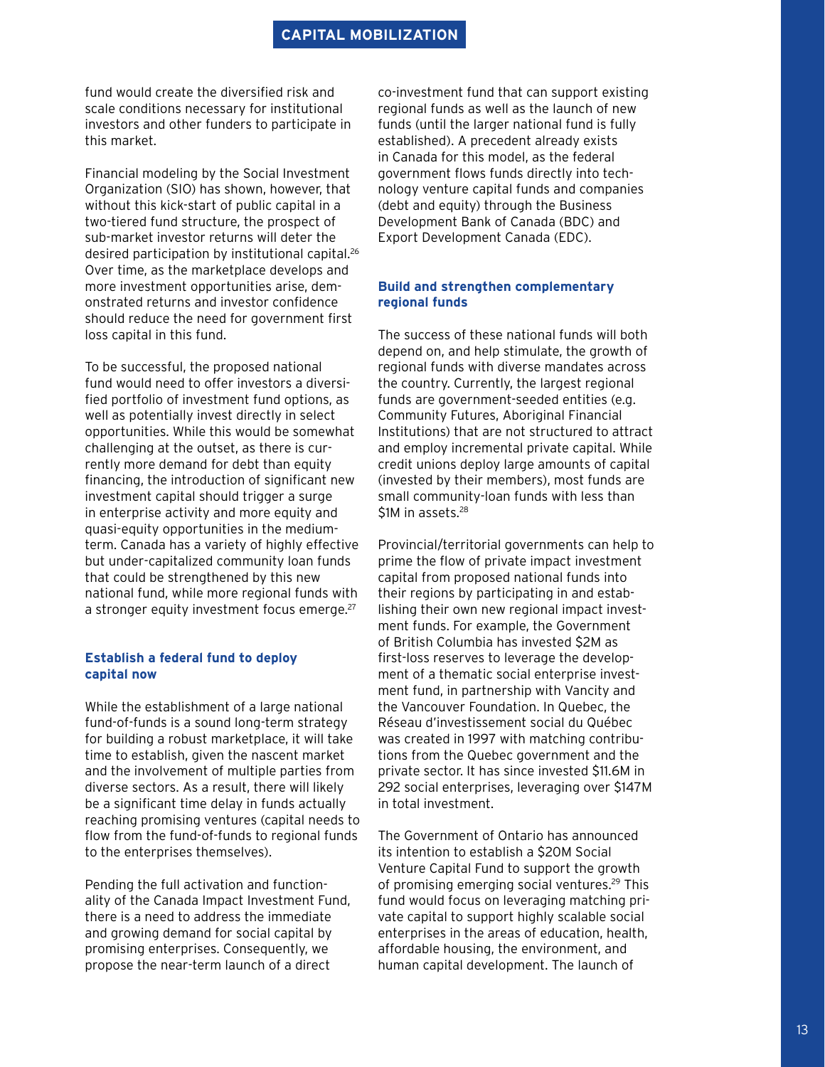fund would create the diversified risk and scale conditions necessary for institutional investors and other funders to participate in this market.

Financial modeling by the Social Investment Organization (SIO) has shown, however, that without this kick-start of public capital in a two-tiered fund structure, the prospect of sub-market investor returns will deter the desired participation by institutional capital.[26] Over time, as the marketplace develops and more investment opportunities arise, demonstrated returns and investor confidence should reduce the need for government first loss capital in this fund.

To be successful, the proposed national fund would need to offer investors a diversified portfolio of investment fund options, as well as potentially invest directly in select opportunities. While this would be somewhat challenging at the outset, as there is currently more demand for debt than equity financing, the introduction of significant new investment capital should trigger a surge in enterprise activity and more equity and quasi-equity opportunities in the medium-term. Canada has a variety of highly effective but under-capitalized community loan funds that could be strengthened by this new national fund, while more regional funds with a stronger equity investment focus emerge.[27]

### Establish a federal fund to deploy capital now

While the establishment of a large national fund-of-funds is a sound long-term strategy for building a robust marketplace, it will take time to establish, given the nascent market and the involvement of multiple parties from diverse sectors. As a result, there will likely be a significant time delay in funds actually reaching promising ventures (capital needs to flow from the fund-of-funds to regional funds to the enterprises themselves).

Pending the full activation and functionality of the Canada Impact Investment Fund, there is a need to address the immediate and growing demand for social capital by promising enterprises. Consequently, we propose the near-term launch of a direct co-investment fund that can support existing regional funds as well as the launch of new funds (until the larger national fund is fully established). A precedent already exists in Canada for this model, as the federal government flows funds directly into technology venture capital funds and companies (debt and equity) through the Business Development Bank of Canada (BDC) and Export Development Canada (EDC).

### Build and strengthen complementary regional funds

The success of these national funds will both depend on, and help stimulate, the growth of regional funds with diverse mandates across the country. Currently, the largest regional funds are government-seeded entities (e.g. Community Futures, Aboriginal Financial Institutions) that are not structured to attract and employ incremental private capital. While credit unions deploy large amounts of capital (invested by their members), most funds are small community-loan funds with less than $1M in assets.[28]

Provincial/territorial governments can help to prime the flow of private impact investment capital from proposed national funds into their regions by participating in and establishing their own new regional impact investment funds. For example, the Government of British Columbia has invested $2M as first-loss reserves to leverage the development of a thematic social enterprise investment fund, in partnership with Vancity and the Vancouver Foundation. In Quebec, the Réseau d'investissement social du Québec was created in 1997 with matching contributions from the Quebec government and the private sector. It has since invested $11.6M in 292 social enterprises, leveraging over $147M in total investment.

The Government of Ontario has announced its intention to establish a $20M Social Venture Capital Fund to support the growth of promising emerging social ventures.[29] This fund would focus on leveraging matching private capital to support highly scalable social enterprises in the areas of education, health, affordable housing, the environment, and human capital development. The launch of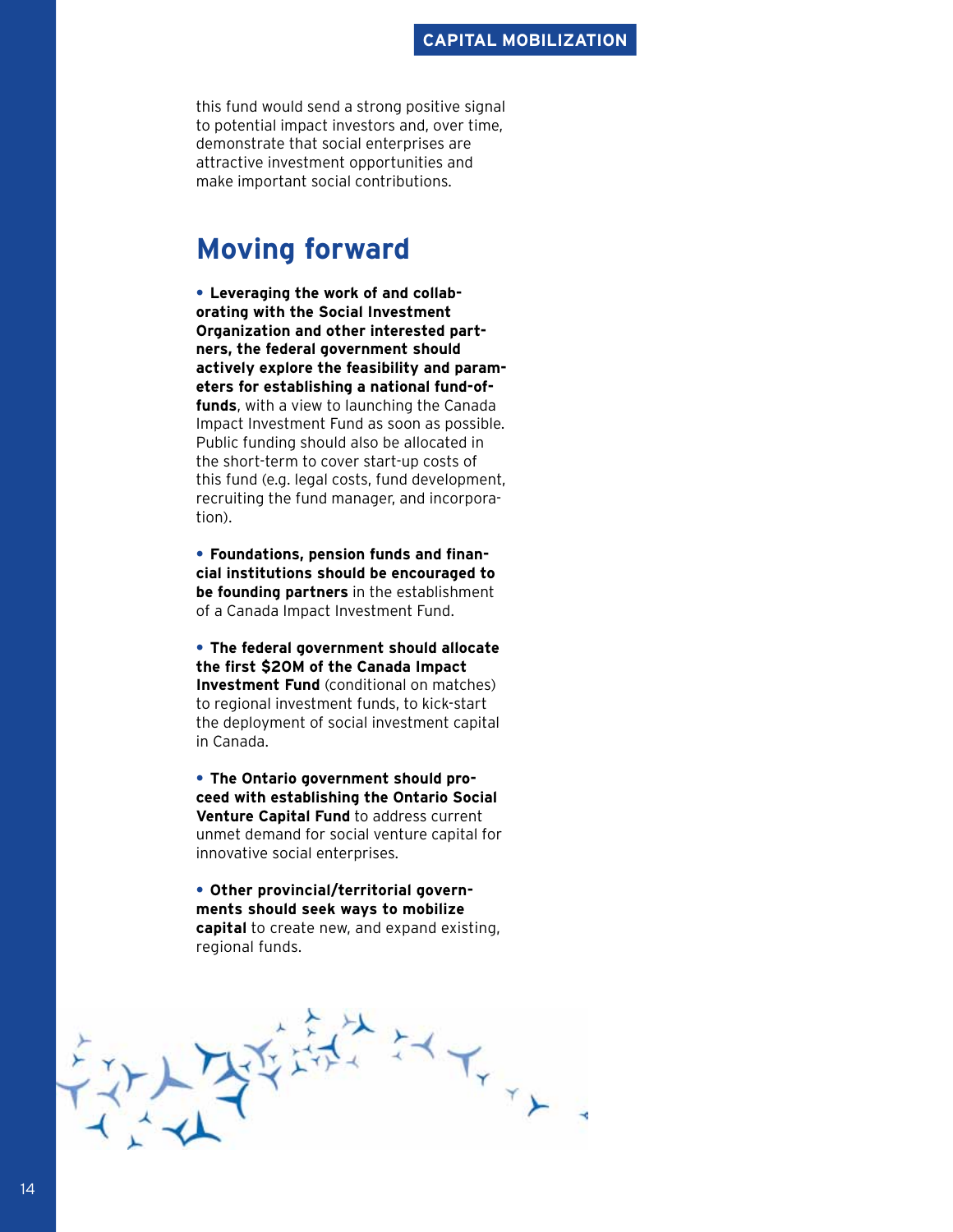this fund would send a strong positive signal to potential impact investors and, over time, demonstrate that social enterprises are attractive investment opportunities and make important social contributions.

## Moving forward

- **Leveraging the work of and collaborating with the Social Investment Organization and other interested partners, the federal government should actively explore the feasibility and parameters for establishing a national fund-of-funds**, with a view to launching the Canada Impact Investment Fund as soon as possible. Public funding should also be allocated in the short-term to cover start-up costs of this fund (e.g. legal costs, fund development, recruiting the fund manager, and incorporation).

- **Foundations, pension funds and financial institutions should be encouraged to be founding partners** in the establishment of a Canada Impact Investment Fund.

- **The federal government should allocate the first $20M of the Canada Impact Investment Fund** (conditional on matches) to regional investment funds, to kick-start the deployment of social investment capital in Canada.

- **The Ontario government should proceed with establishing the Ontario Social Venture Capital Fund** to address current unmet demand for social venture capital for innovative social enterprises.

- **Other provincial/territorial governments should seek ways to mobilize capital** to create new, and expand existing, regional funds.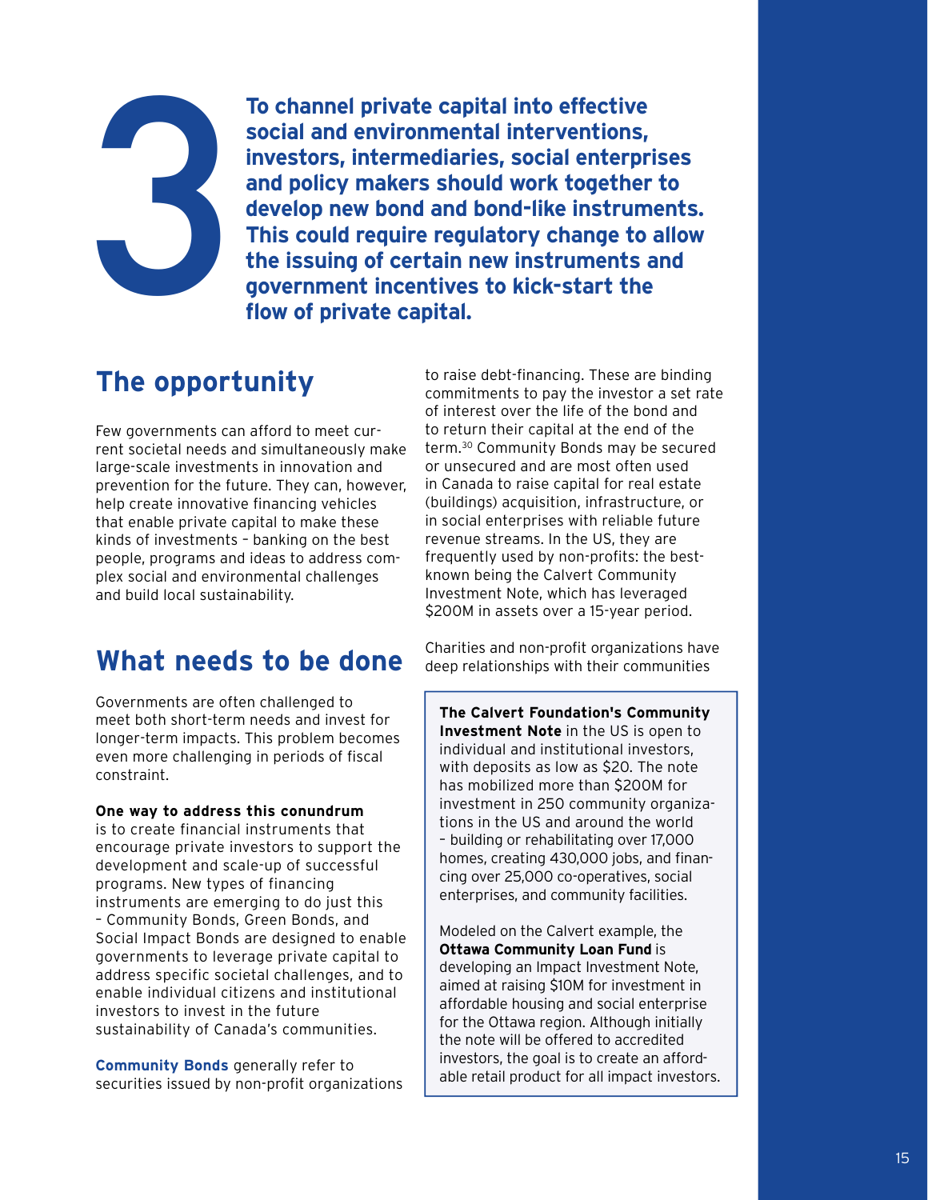# 3

**To channel private capital into effective social and environmental interventions, investors, intermediaries, social enterprises and policy makers should work together to develop new bond and bond-like instruments. This could require regulatory change to allow the issuing of certain new instruments and government incentives to kick-start the flow of private capital.**

## The opportunity

Few governments can afford to meet current societal needs and simultaneously make large-scale investments in innovation and prevention for the future. They can, however, help create innovative financing vehicles that enable private capital to make these kinds of investments – banking on the best people, programs and ideas to address complex social and environmental challenges and build local sustainability.

## What needs to be done

Governments are often challenged to meet both short-term needs and invest for longer-term impacts. This problem becomes even more challenging in periods of fiscal constraint.

**One way to address this conundrum** is to create financial instruments that encourage private investors to support the development and scale-up of successful programs. New types of financing instruments are emerging to do just this – Community Bonds, Green Bonds, and Social Impact Bonds are designed to enable governments to leverage private capital to address specific societal challenges, and to enable individual citizens and institutional investors to invest in the future sustainability of Canada's communities.

**Community Bonds** generally refer to securities issued by non-profit organizations to raise debt-financing. These are binding commitments to pay the investor a set rate of interest over the life of the bond and to return their capital at the end of the term.[30] Community Bonds may be secured or unsecured and are most often used in Canada to raise capital for real estate (buildings) acquisition, infrastructure, or in social enterprises with reliable future revenue streams. In the US, they are frequently used by non-profits: the best-known being the Calvert Community Investment Note, which has leveraged $200M in assets over a 15-year period.

Charities and non-profit organizations have deep relationships with their communities

> **The Calvert Foundation's Community Investment Note** in the US is open to individual and institutional investors, with deposits as low as $20. The note has mobilized more than $200M for investment in 250 community organizations in the US and around the world – building or rehabilitating over 17,000 homes, creating 430,000 jobs, and financing over 25,000 co-operatives, social enterprises, and community facilities.
>
> Modeled on the Calvert example, the **Ottawa Community Loan Fund** is developing an Impact Investment Note, aimed at raising $10M for investment in affordable housing and social enterprise for the Ottawa region. Although initially the note will be offered to accredited investors, the goal is to create an affordable retail product for all impact investors.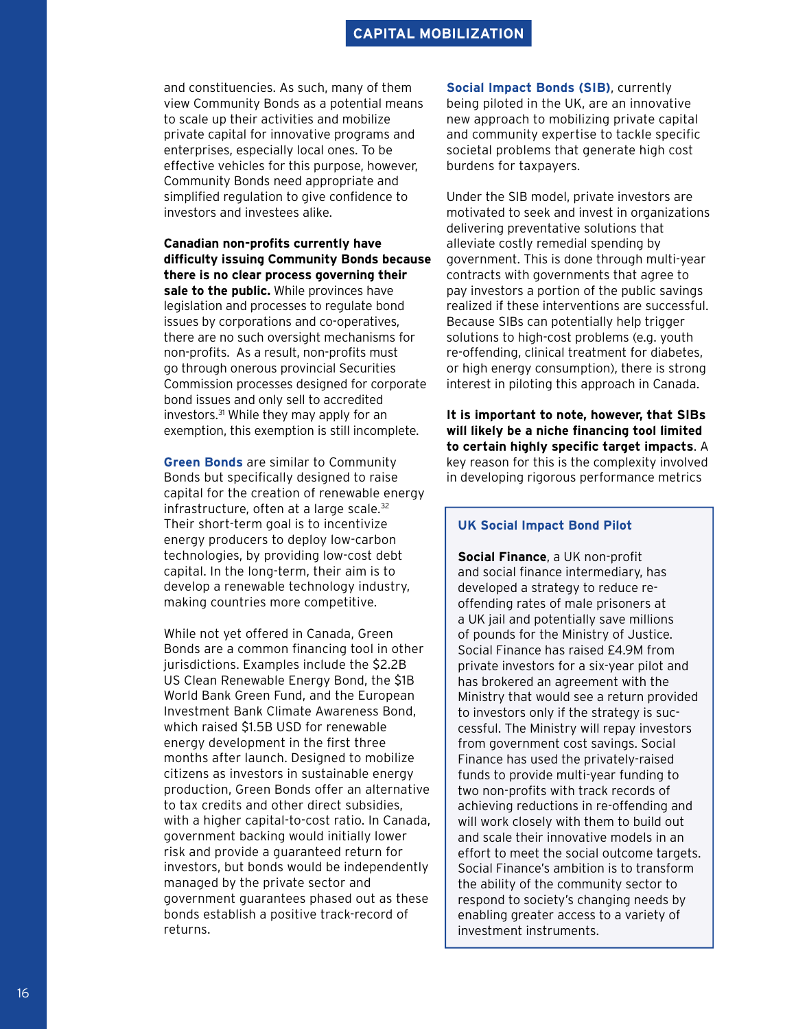and constituencies. As such, many of them view Community Bonds as a potential means to scale up their activities and mobilize private capital for innovative programs and enterprises, especially local ones. To be effective vehicles for this purpose, however, Community Bonds need appropriate and simplified regulation to give confidence to investors and investees alike.

**Canadian non-profits currently have difficulty issuing Community Bonds because there is no clear process governing their sale to the public.** While provinces have legislation and processes to regulate bond issues by corporations and co-operatives, there are no such oversight mechanisms for non-profits. As a result, non-profits must go through onerous provincial Securities Commission processes designed for corporate bond issues and only sell to accredited investors.[31] While they may apply for an exemption, this exemption is still incomplete.

**Green Bonds** are similar to Community Bonds but specifically designed to raise capital for the creation of renewable energy infrastructure, often at a large scale.[32] Their short-term goal is to incentivize energy producers to deploy low-carbon technologies, by providing low-cost debt capital. In the long-term, their aim is to develop a renewable technology industry, making countries more competitive.

While not yet offered in Canada, Green Bonds are a common financing tool in other jurisdictions. Examples include the $2.2B US Clean Renewable Energy Bond, the $1B World Bank Green Fund, and the European Investment Bank Climate Awareness Bond, which raised $1.5B USD for renewable energy development in the first three months after launch. Designed to mobilize citizens as investors in sustainable energy production, Green Bonds offer an alternative to tax credits and other direct subsidies, with a higher capital-to-cost ratio. In Canada, government backing would initially lower risk and provide a guaranteed return for investors, but bonds would be independently managed by the private sector and government guarantees phased out as these bonds establish a positive track-record of returns.

**Social Impact Bonds (SIB)**, currently being piloted in the UK, are an innovative new approach to mobilizing private capital and community expertise to tackle specific societal problems that generate high cost burdens for taxpayers.

Under the SIB model, private investors are motivated to seek and invest in organizations delivering preventative solutions that alleviate costly remedial spending by government. This is done through multi-year contracts with governments that agree to pay investors a portion of the public savings realized if these interventions are successful. Because SIBs can potentially help trigger solutions to high-cost problems (e.g. youth re-offending, clinical treatment for diabetes, or high energy consumption), there is strong interest in piloting this approach in Canada.

**It is important to note, however, that SIBs will likely be a niche financing tool limited to certain highly specific target impacts**. A key reason for this is the complexity involved in developing rigorous performance metrics

### UK Social Impact Bond Pilot

**Social Finance**, a UK non-profit and social finance intermediary, has developed a strategy to reduce re-offending rates of male prisoners at a UK jail and potentially save millions of pounds for the Ministry of Justice. Social Finance has raised £4.9M from private investors for a six-year pilot and has brokered an agreement with the Ministry that would see a return provided to investors only if the strategy is successful. The Ministry will repay investors from government cost savings. Social Finance has used the privately-raised funds to provide multi-year funding to two non-profits with track records of achieving reductions in re-offending and will work closely with them to build out and scale their innovative models in an effort to meet the social outcome targets. Social Finance's ambition is to transform the ability of the community sector to respond to society's changing needs by enabling greater access to a variety of investment instruments.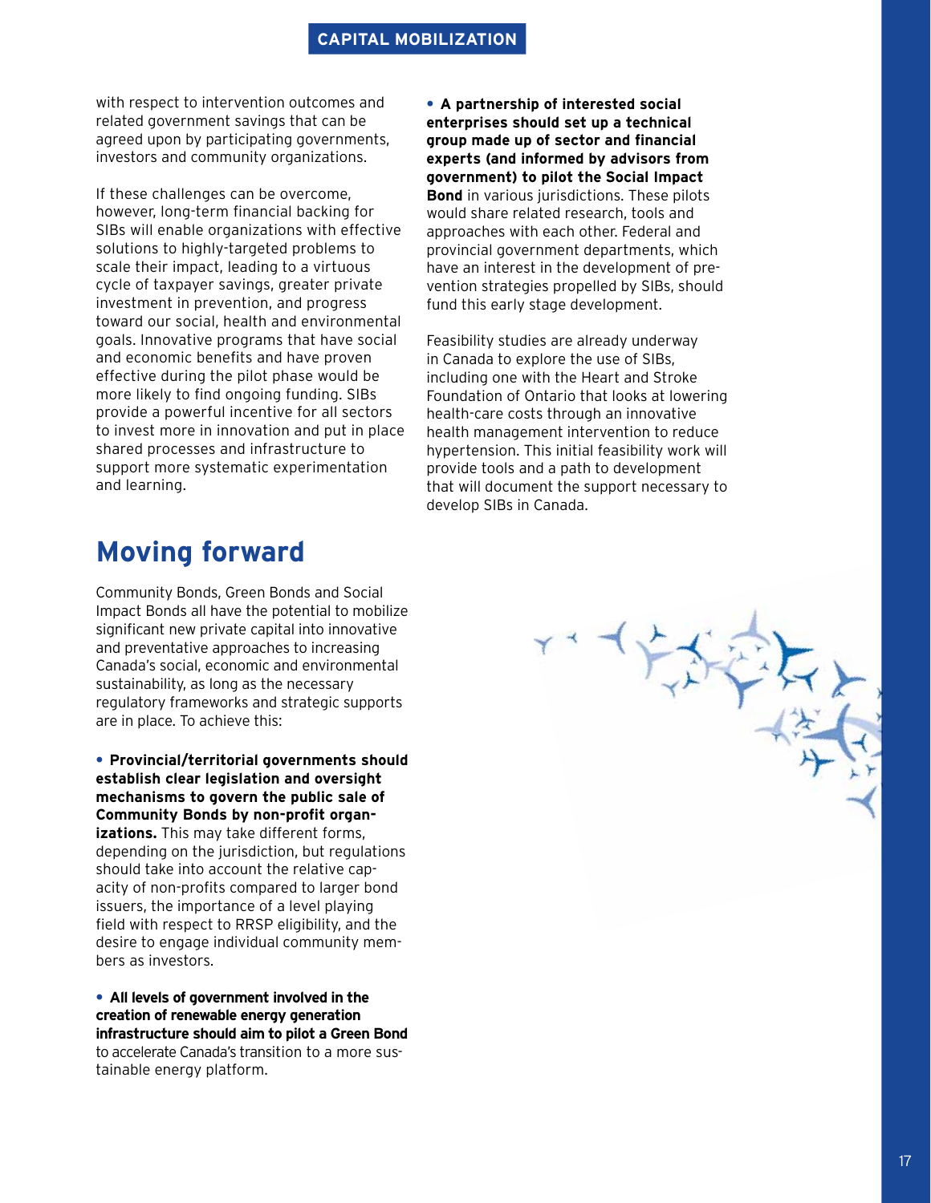with respect to intervention outcomes and related government savings that can be agreed upon by participating governments, investors and community organizations.

If these challenges can be overcome, however, long-term financial backing for SIBs will enable organizations with effective solutions to highly-targeted problems to scale their impact, leading to a virtuous cycle of taxpayer savings, greater private investment in prevention, and progress toward our social, health and environmental goals. Innovative programs that have social and economic benefits and have proven effective during the pilot phase would be more likely to find ongoing funding. SIBs provide a powerful incentive for all sectors to invest more in innovation and put in place shared processes and infrastructure to support more systematic experimentation and learning.

## Moving forward

Community Bonds, Green Bonds and Social Impact Bonds all have the potential to mobilize significant new private capital into innovative and preventative approaches to increasing Canada's social, economic and environmental sustainability, as long as the necessary regulatory frameworks and strategic supports are in place. To achieve this:

- **Provincial/territorial governments should establish clear legislation and oversight mechanisms to govern the public sale of Community Bonds by non-profit organizations.** This may take different forms, depending on the jurisdiction, but regulations should take into account the relative capacity of non-profits compared to larger bond issuers, the importance of a level playing field with respect to RRSP eligibility, and the desire to engage individual community members as investors.

- **All levels of government involved in the creation of renewable energy generation infrastructure should aim to pilot a Green Bond** to accelerate Canada's transition to a more sustainable energy platform.

- **A partnership of interested social enterprises should set up a technical group made up of sector and financial experts (and informed by advisors from government) to pilot the Social Impact Bond** in various jurisdictions. These pilots would share related research, tools and approaches with each other. Federal and provincial government departments, which have an interest in the development of prevention strategies propelled by SIBs, should fund this early stage development.

Feasibility studies are already underway in Canada to explore the use of SIBs, including one with the Heart and Stroke Foundation of Ontario that looks at lowering health-care costs through an innovative health management intervention to reduce hypertension. This initial feasibility work will provide tools and a path to development that will document the support necessary to develop SIBs in Canada.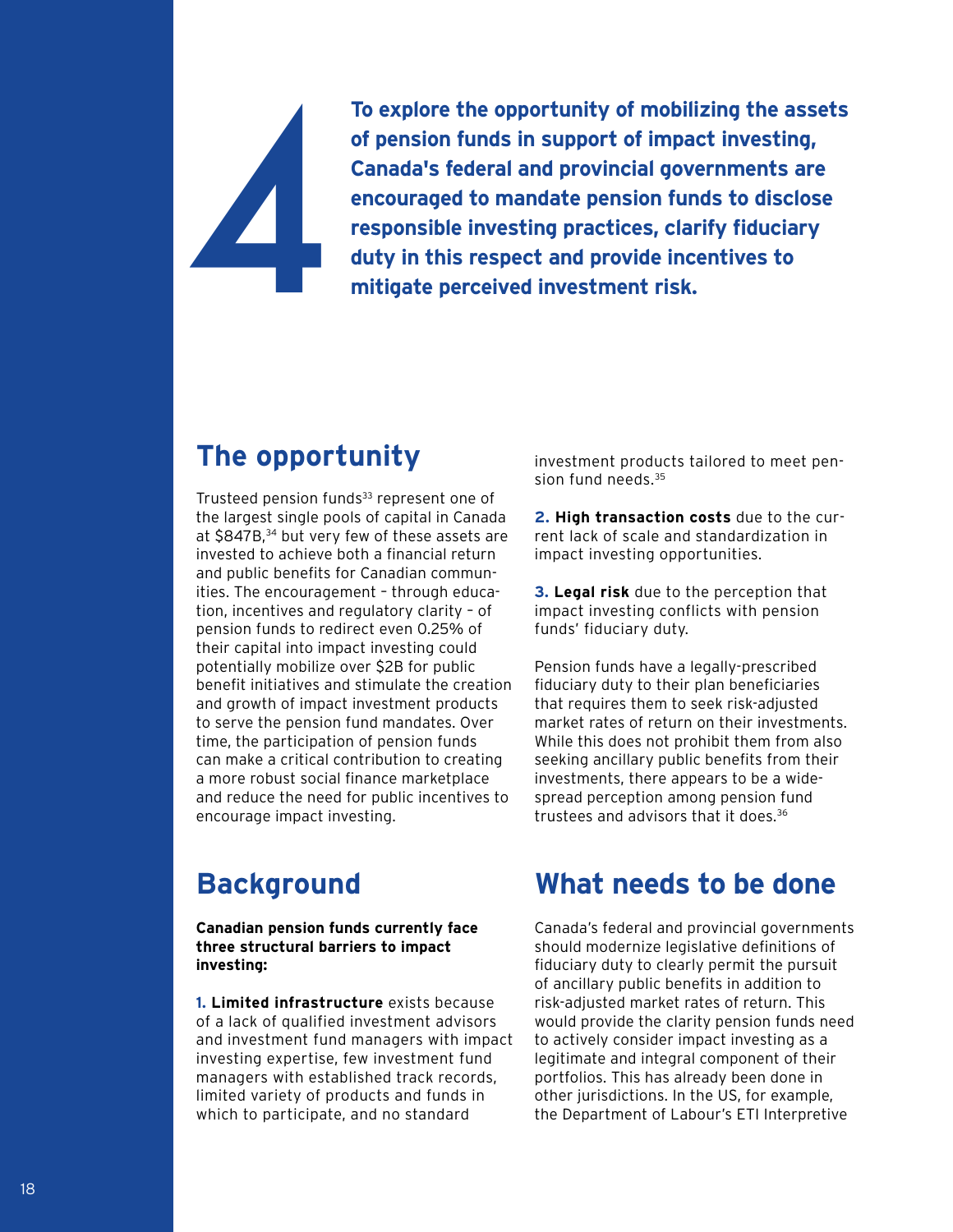# 4

**To explore the opportunity of mobilizing the assets of pension funds in support of impact investing, Canada's federal and provincial governments are encouraged to mandate pension funds to disclose responsible investing practices, clarify fiduciary duty in this respect and provide incentives to mitigate perceived investment risk.**

## The opportunity

Trusteed pension funds[33] represent one of the largest single pools of capital in Canada at $847B,[34] but very few of these assets are invested to achieve both a financial return and public benefits for Canadian communities. The encouragement – through education, incentives and regulatory clarity – of pension funds to redirect even 0.25% of their capital into impact investing could potentially mobilize over $2B for public benefit initiatives and stimulate the creation and growth of impact investment products to serve the pension fund mandates. Over time, the participation of pension funds can make a critical contribution to creating a more robust social finance marketplace and reduce the need for public incentives to encourage impact investing.

## Background

**Canadian pension funds currently face three structural barriers to impact investing:**

**1. Limited infrastructure** exists because of a lack of qualified investment advisors and investment fund managers with impact investing expertise, few investment fund managers with established track records, limited variety of products and funds in which to participate, and no standard investment products tailored to meet pension fund needs.[35]

**2. High transaction costs** due to the current lack of scale and standardization in impact investing opportunities.

**3. Legal risk** due to the perception that impact investing conflicts with pension funds' fiduciary duty.

Pension funds have a legally-prescribed fiduciary duty to their plan beneficiaries that requires them to seek risk-adjusted market rates of return on their investments. While this does not prohibit them from also seeking ancillary public benefits from their investments, there appears to be a widespread perception among pension fund trustees and advisors that it does.[36]

## What needs to be done

Canada's federal and provincial governments should modernize legislative definitions of fiduciary duty to clearly permit the pursuit of ancillary public benefits in addition to risk-adjusted market rates of return. This would provide the clarity pension funds need to actively consider impact investing as a legitimate and integral component of their portfolios. This has already been done in other jurisdictions. In the US, for example, the Department of Labour's ETI Interpretive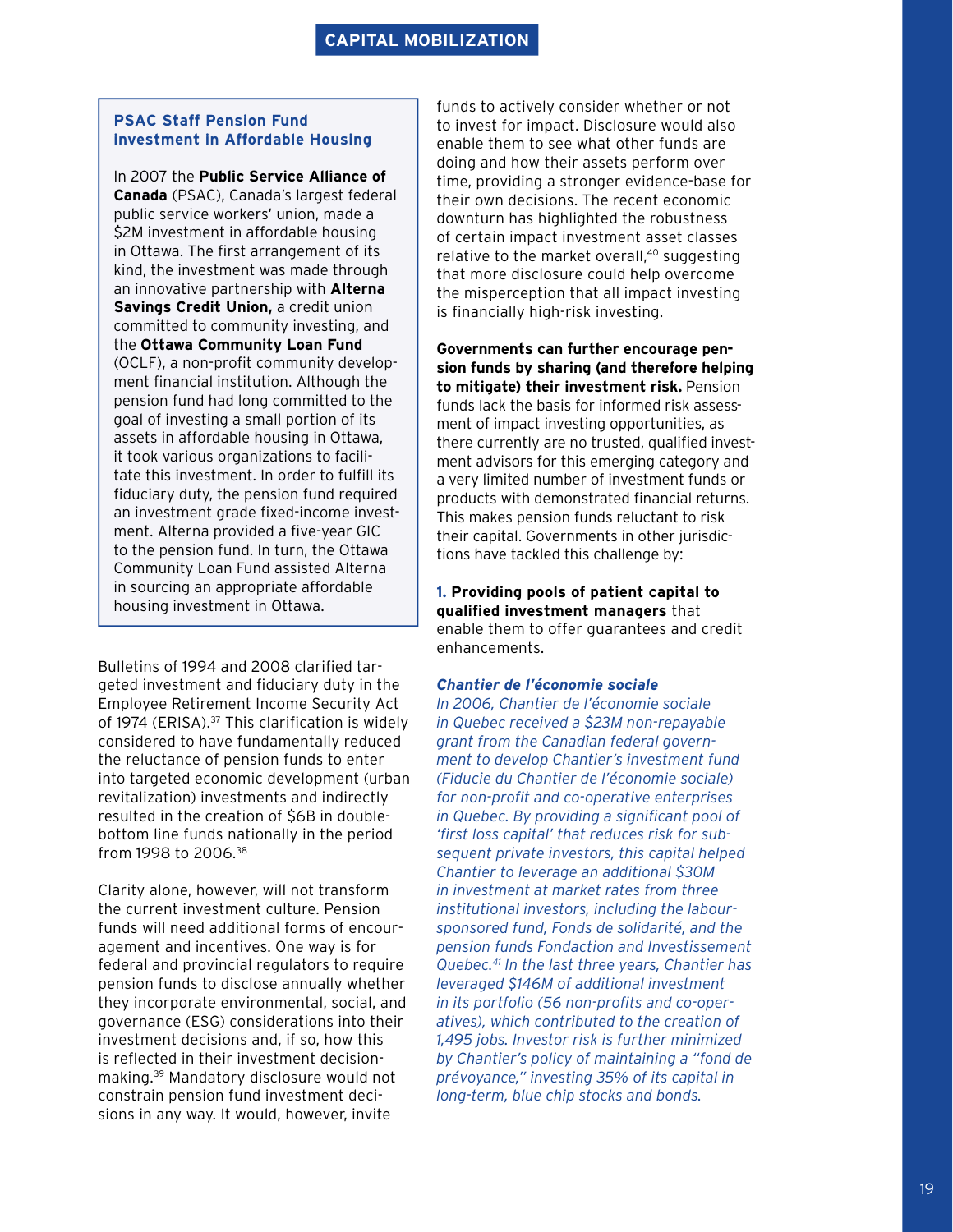## CAPITAL MOBILIZATION

### PSAC Staff Pension Fund investment in Affordable Housing

In 2007 the **Public Service Alliance of Canada** (PSAC), Canada's largest federal public service workers' union, made a $2M investment in affordable housing in Ottawa. The first arrangement of its kind, the investment was made through an innovative partnership with **Alterna Savings Credit Union,** a credit union committed to community investing, and the **Ottawa Community Loan Fund** (OCLF), a non-profit community development financial institution. Although the pension fund had long committed to the goal of investing a small portion of its assets in affordable housing in Ottawa, it took various organizations to facilitate this investment. In order to fulfill its fiduciary duty, the pension fund required an investment grade fixed-income investment. Alterna provided a five-year GIC to the pension fund. In turn, the Ottawa Community Loan Fund assisted Alterna in sourcing an appropriate affordable housing investment in Ottawa.

Bulletins of 1994 and 2008 clarified targeted investment and fiduciary duty in the Employee Retirement Income Security Act of 1974 (ERISA).[37] This clarification is widely considered to have fundamentally reduced the reluctance of pension funds to enter into targeted economic development (urban revitalization) investments and indirectly resulted in the creation of $6B in double-bottom line funds nationally in the period from 1998 to 2006.[38]

Clarity alone, however, will not transform the current investment culture. Pension funds will need additional forms of encouragement and incentives. One way is for federal and provincial regulators to require pension funds to disclose annually whether they incorporate environmental, social, and governance (ESG) considerations into their investment decisions and, if so, how this is reflected in their investment decision-making.[39] Mandatory disclosure would not constrain pension fund investment decisions in any way. It would, however, invite funds to actively consider whether or not to invest for impact. Disclosure would also enable them to see what other funds are doing and how their assets perform over time, providing a stronger evidence-base for their own decisions. The recent economic downturn has highlighted the robustness of certain impact investment asset classes relative to the market overall,[40] suggesting that more disclosure could help overcome the misperception that all impact investing is financially high-risk investing.

**Governments can further encourage pension funds by sharing (and therefore helping to mitigate) their investment risk.** Pension funds lack the basis for informed risk assessment of impact investing opportunities, as there currently are no trusted, qualified investment advisors for this emerging category and a very limited number of investment funds or products with demonstrated financial returns. This makes pension funds reluctant to risk their capital. Governments in other jurisdictions have tackled this challenge by:

1. **Providing pools of patient capital to qualified investment managers** that enable them to offer guarantees and credit enhancements.

***Chantier de l'économie sociale***

*In 2006, Chantier de l'économie sociale in Quebec received a $23M non-repayable grant from the Canadian federal government to develop Chantier's investment fund (Fiducie du Chantier de l'économie sociale) for non-profit and co-operative enterprises in Quebec. By providing a significant pool of 'first loss capital' that reduces risk for subsequent private investors, this capital helped Chantier to leverage an additional $30M in investment at market rates from three institutional investors, including the labour-sponsored fund, Fonds de solidarité, and the pension funds Fondaction and Investissement Quebec.[41] In the last three years, Chantier has leveraged $146M of additional investment in its portfolio (56 non-profits and co-operatives), which contributed to the creation of 1,495 jobs. Investor risk is further minimized by Chantier's policy of maintaining a "fond de prévoyance," investing 35% of its capital in long-term, blue chip stocks and bonds.*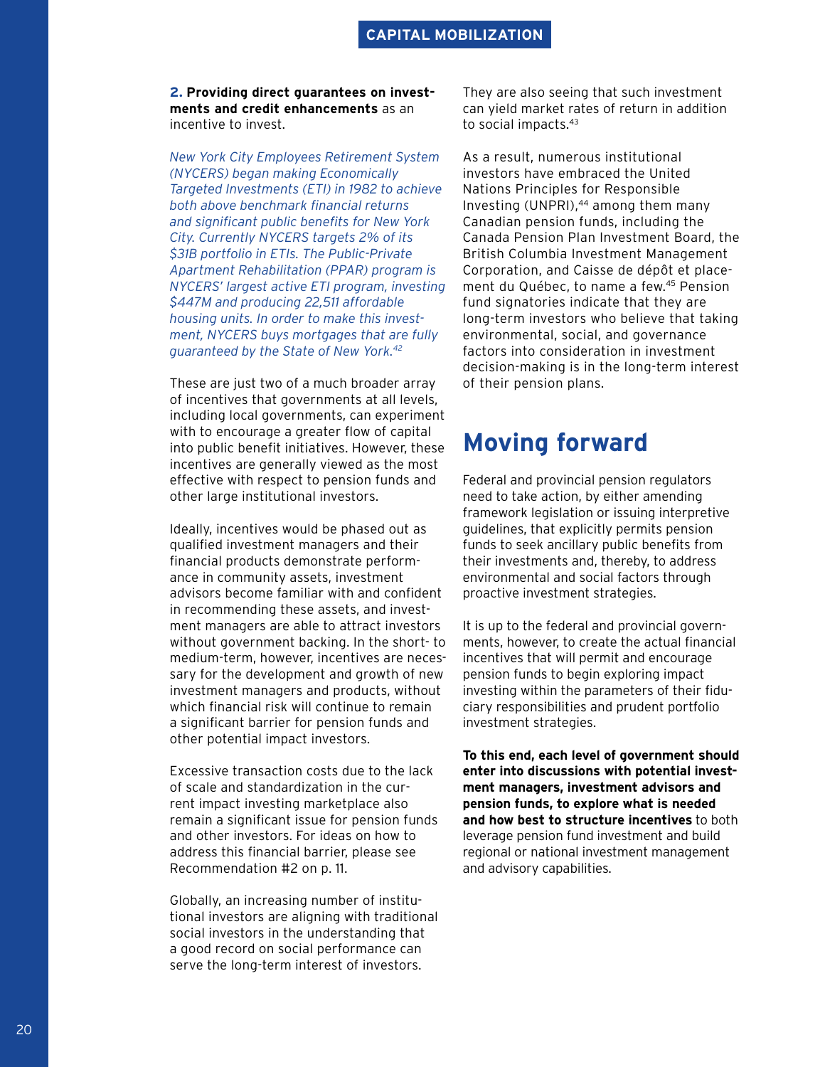**2. Providing direct guarantees on investments and credit enhancements** as an incentive to invest.

*New York City Employees Retirement System (NYCERS) began making Economically Targeted Investments (ETI) in 1982 to achieve both above benchmark financial returns and significant public benefits for New York City. Currently NYCERS targets 2% of its $31B portfolio in ETIs. The Public-Private Apartment Rehabilitation (PPAR) program is NYCERS' largest active ETI program, investing $447M and producing 22,511 affordable housing units. In order to make this investment, NYCERS buys mortgages that are fully guaranteed by the State of New York.*[42]

These are just two of a much broader array of incentives that governments at all levels, including local governments, can experiment with to encourage a greater flow of capital into public benefit initiatives. However, these incentives are generally viewed as the most effective with respect to pension funds and other large institutional investors.

Ideally, incentives would be phased out as qualified investment managers and their financial products demonstrate performance in community assets, investment advisors become familiar with and confident in recommending these assets, and investment managers are able to attract investors without government backing. In the short- to medium-term, however, incentives are necessary for the development and growth of new investment managers and products, without which financial risk will continue to remain a significant barrier for pension funds and other potential impact investors.

Excessive transaction costs due to the lack of scale and standardization in the current impact investing marketplace also remain a significant issue for pension funds and other investors. For ideas on how to address this financial barrier, please see Recommendation #2 on p. 11.

Globally, an increasing number of institutional investors are aligning with traditional social investors in the understanding that a good record on social performance can serve the long-term interest of investors. They are also seeing that such investment can yield market rates of return in addition to social impacts.[43]

As a result, numerous institutional investors have embraced the United Nations Principles for Responsible Investing (UNPRI),[44] among them many Canadian pension funds, including the Canada Pension Plan Investment Board, the British Columbia Investment Management Corporation, and Caisse de dépôt et placement du Québec, to name a few.[45] Pension fund signatories indicate that they are long-term investors who believe that taking environmental, social, and governance factors into consideration in investment decision-making is in the long-term interest of their pension plans.

## Moving forward

Federal and provincial pension regulators need to take action, by either amending framework legislation or issuing interpretive guidelines, that explicitly permits pension funds to seek ancillary public benefits from their investments and, thereby, to address environmental and social factors through proactive investment strategies.

It is up to the federal and provincial governments, however, to create the actual financial incentives that will permit and encourage pension funds to begin exploring impact investing within the parameters of their fiduciary responsibilities and prudent portfolio investment strategies.

**To this end, each level of government should enter into discussions with potential investment managers, investment advisors and pension funds, to explore what is needed and how best to structure incentives** to both leverage pension fund investment and build regional or national investment management and advisory capabilities.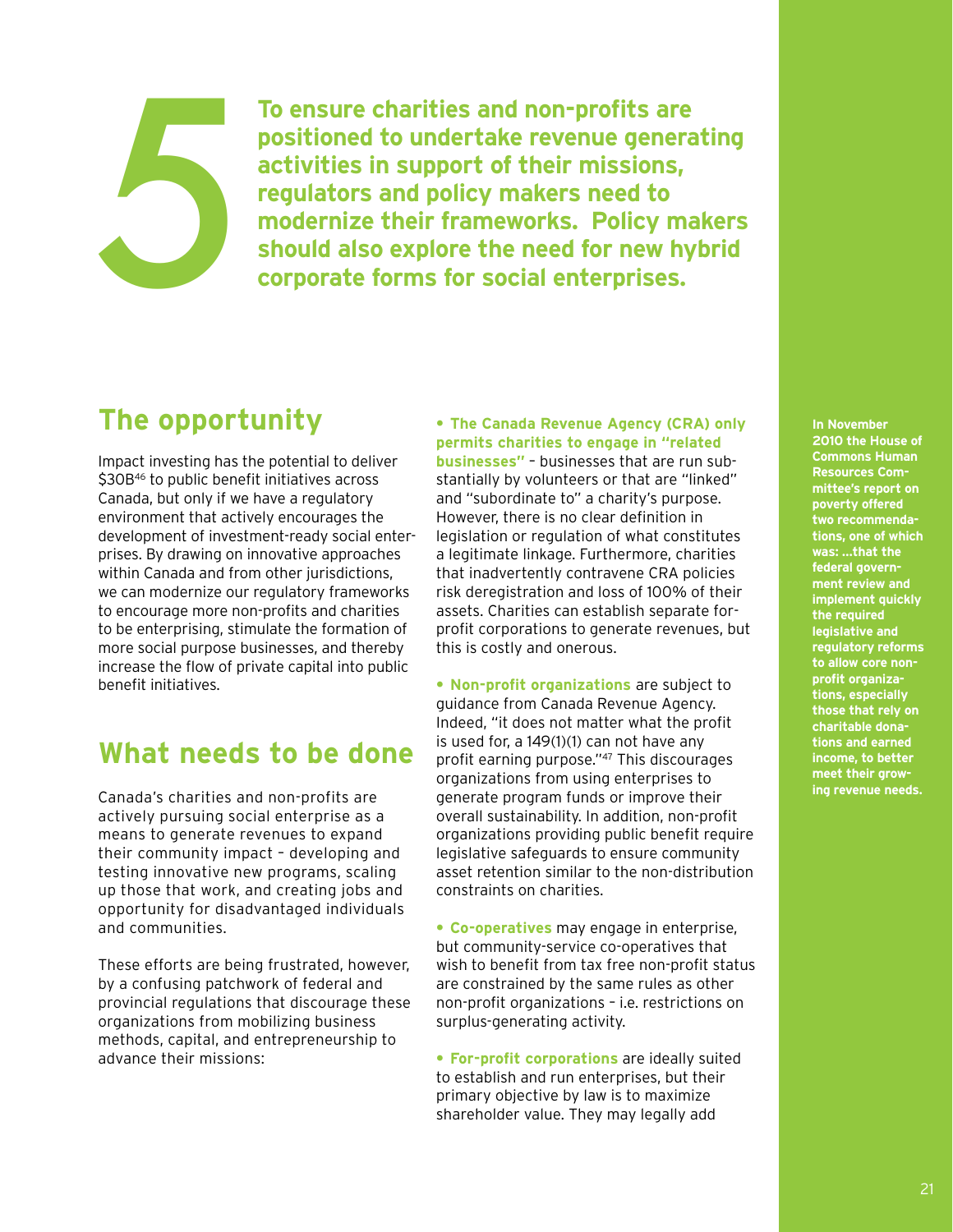5

**To ensure charities and non-profits are positioned to undertake revenue generating activities in support of their missions, regulators and policy makers need to modernize their frameworks. Policy makers should also explore the need for new hybrid corporate forms for social enterprises.**

## The opportunity

Impact investing has the potential to deliver $30B[46] to public benefit initiatives across Canada, but only if we have a regulatory environment that actively encourages the development of investment-ready social enterprises. By drawing on innovative approaches within Canada and from other jurisdictions, we can modernize our regulatory frameworks to encourage more non-profits and charities to be enterprising, stimulate the formation of more social purpose businesses, and thereby increase the flow of private capital into public benefit initiatives.

## What needs to be done

Canada's charities and non-profits are actively pursuing social enterprise as a means to generate revenues to expand their community impact – developing and testing innovative new programs, scaling up those that work, and creating jobs and opportunity for disadvantaged individuals and communities.

These efforts are being frustrated, however, by a confusing patchwork of federal and provincial regulations that discourage these organizations from mobilizing business methods, capital, and entrepreneurship to advance their missions:

- **The Canada Revenue Agency (CRA) only permits charities to engage in "related businesses"** – businesses that are run substantially by volunteers or that are "linked" and "subordinate to" a charity's purpose. However, there is no clear definition in legislation or regulation of what constitutes a legitimate linkage. Furthermore, charities that inadvertently contravene CRA policies risk deregistration and loss of 100% of their assets. Charities can establish separate for-profit corporations to generate revenues, but this is costly and onerous.

- **Non-profit organizations** are subject to guidance from Canada Revenue Agency. Indeed, "it does not matter what the profit is used for, a 149(1)(l) can not have any profit earning purpose."[47] This discourages organizations from using enterprises to generate program funds or improve their overall sustainability. In addition, non-profit organizations providing public benefit require legislative safeguards to ensure community asset retention similar to the non-distribution constraints on charities.

- **Co-operatives** may engage in enterprise, but community-service co-operatives that wish to benefit from tax free non-profit status are constrained by the same rules as other non-profit organizations – i.e. restrictions on surplus-generating activity.

- **For-profit corporations** are ideally suited to establish and run enterprises, but their primary objective by law is to maximize shareholder value. They may legally add

**In November 2010 the House of Commons Human Resources Committee's report on poverty offered two recommendations, one of which was: ...that the federal government review and implement quickly the required legislative and regulatory reforms to allow core non-profit organizations, especially those that rely on charitable donations and earned income, to better meet their growing revenue needs.**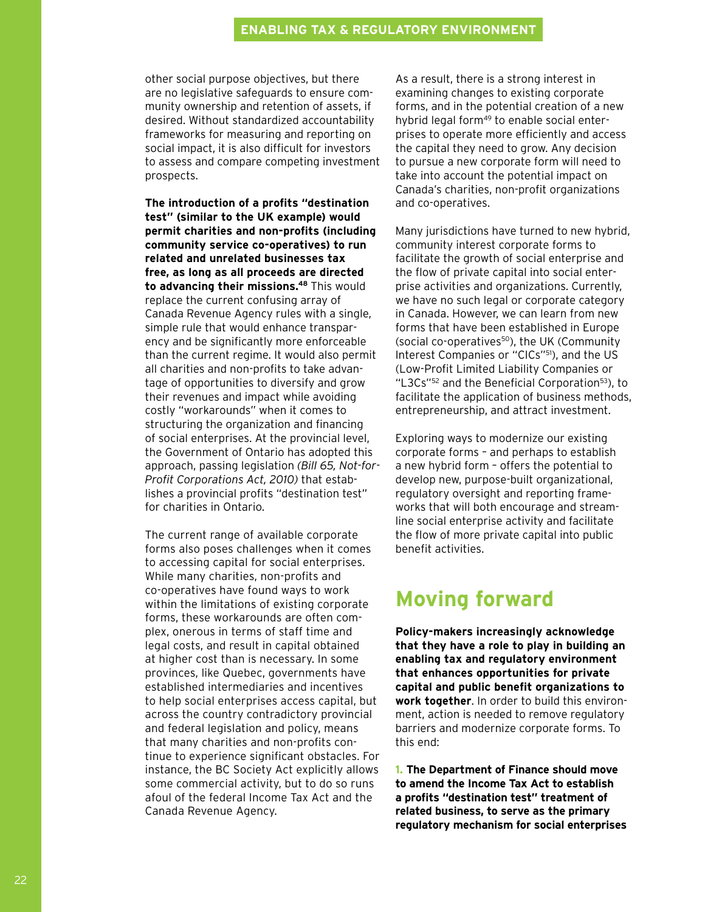other social purpose objectives, but there are no legislative safeguards to ensure community ownership and retention of assets, if desired. Without standardized accountability frameworks for measuring and reporting on social impact, it is also difficult for investors to assess and compare competing investment prospects.

**The introduction of a profits "destination test" (similar to the UK example) would permit charities and non-profits (including community service co-operatives) to run related and unrelated businesses tax free, as long as all proceeds are directed to advancing their missions.[48]** This would replace the current confusing array of Canada Revenue Agency rules with a single, simple rule that would enhance transparency and be significantly more enforceable than the current regime. It would also permit all charities and non-profits to take advantage of opportunities to diversify and grow their revenues and impact while avoiding costly "workarounds" when it comes to structuring the organization and financing of social enterprises. At the provincial level, the Government of Ontario has adopted this approach, passing legislation *(Bill 65, Not-for-Profit Corporations Act, 2010)* that establishes a provincial profits "destination test" for charities in Ontario.

The current range of available corporate forms also poses challenges when it comes to accessing capital for social enterprises. While many charities, non-profits and co-operatives have found ways to work within the limitations of existing corporate forms, these workarounds are often complex, onerous in terms of staff time and legal costs, and result in capital obtained at higher cost than is necessary. In some provinces, like Quebec, governments have established intermediaries and incentives to help social enterprises access capital, but across the country contradictory provincial and federal legislation and policy, means that many charities and non-profits continue to experience significant obstacles. For instance, the BC Society Act explicitly allows some commercial activity, but to do so runs afoul of the federal Income Tax Act and the Canada Revenue Agency.

As a result, there is a strong interest in examining changes to existing corporate forms, and in the potential creation of a new hybrid legal form[49] to enable social enterprises to operate more efficiently and access the capital they need to grow. Any decision to pursue a new corporate form will need to take into account the potential impact on Canada's charities, non-profit organizations and co-operatives.

Many jurisdictions have turned to new hybrid, community interest corporate forms to facilitate the growth of social enterprise and the flow of private capital into social enterprise activities and organizations. Currently, we have no such legal or corporate category in Canada. However, we can learn from new forms that have been established in Europe (social co-operatives[50]), the UK (Community Interest Companies or "CICs"[51]), and the US (Low-Profit Limited Liability Companies or "L3Cs"[52] and the Beneficial Corporation[53]), to facilitate the application of business methods, entrepreneurship, and attract investment.

Exploring ways to modernize our existing corporate forms – and perhaps to establish a new hybrid form – offers the potential to develop new, purpose-built organizational, regulatory oversight and reporting frameworks that will both encourage and streamline social enterprise activity and facilitate the flow of more private capital into public benefit activities.

## Moving forward

**Policy-makers increasingly acknowledge that they have a role to play in building an enabling tax and regulatory environment that enhances opportunities for private capital and public benefit organizations to work together**. In order to build this environment, action is needed to remove regulatory barriers and modernize corporate forms. To this end:

**1. The Department of Finance should move to amend the Income Tax Act to establish a profits "destination test" treatment of related business, to serve as the primary regulatory mechanism for social enterprises**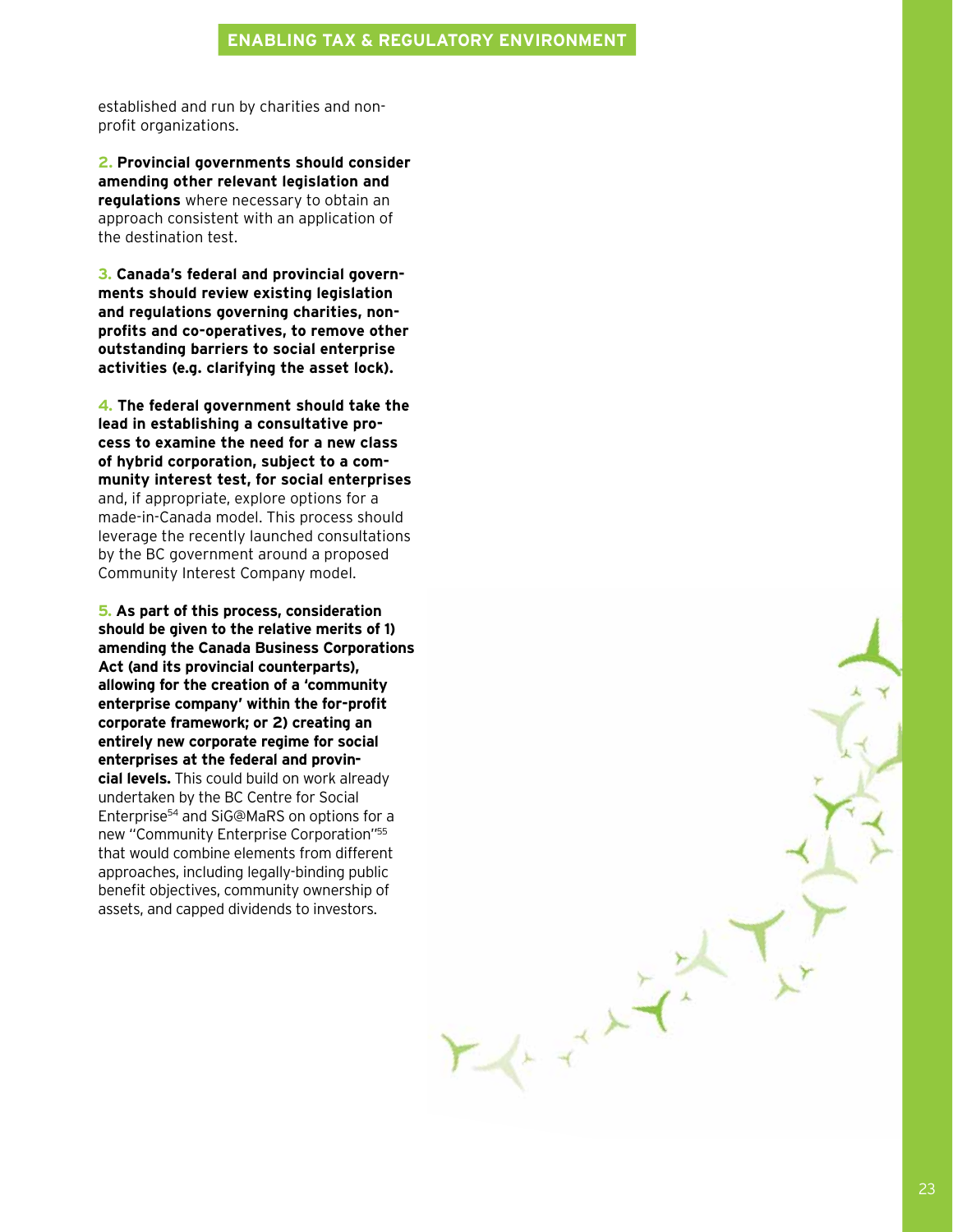established and run by charities and non-profit organizations.

**2. Provincial governments should consider amending other relevant legislation and regulations** where necessary to obtain an approach consistent with an application of the destination test.

**3. Canada's federal and provincial governments should review existing legislation and regulations governing charities, non-profits and co-operatives, to remove other outstanding barriers to social enterprise activities (e.g. clarifying the asset lock).**

**4. The federal government should take the lead in establishing a consultative process to examine the need for a new class of hybrid corporation, subject to a community interest test, for social enterprises** and, if appropriate, explore options for a made-in-Canada model. This process should leverage the recently launched consultations by the BC government around a proposed Community Interest Company model.

**5. As part of this process, consideration should be given to the relative merits of 1) amending the Canada Business Corporations Act (and its provincial counterparts), allowing for the creation of a 'community enterprise company' within the for-profit corporate framework; or 2) creating an entirely new corporate regime for social enterprises at the federal and provincial levels.** This could build on work already undertaken by the BC Centre for Social Enterprise[54] and SiG@MaRS on options for a new "Community Enterprise Corporation"[55] that would combine elements from different approaches, including legally-binding public benefit objectives, community ownership of assets, and capped dividends to investors.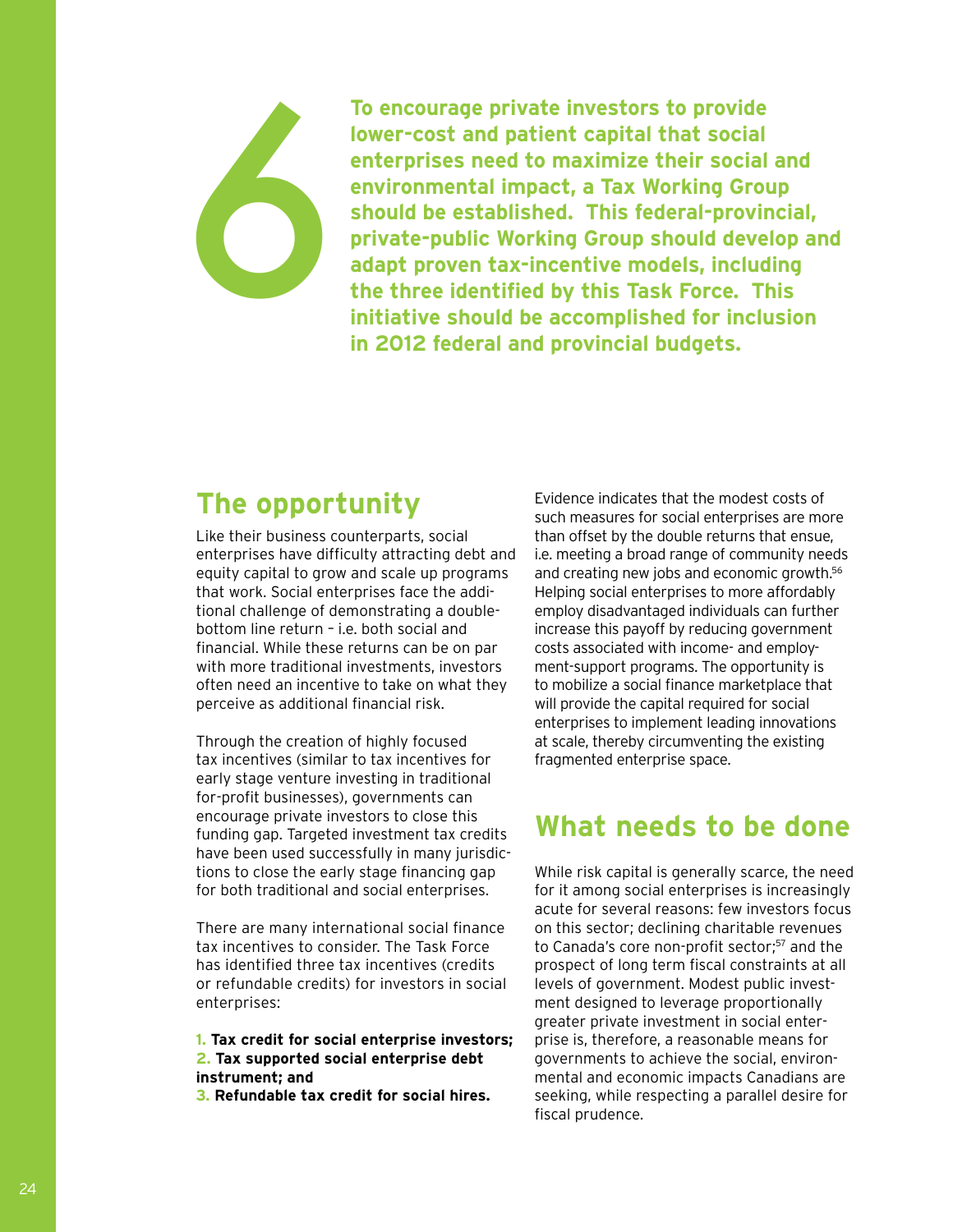# 6

**To encourage private investors to provide lower-cost and patient capital that social enterprises need to maximize their social and environmental impact, a Tax Working Group should be established. This federal-provincial, private-public Working Group should develop and adapt proven tax-incentive models, including the three identified by this Task Force. This initiative should be accomplished for inclusion in 2012 federal and provincial budgets.**

## The opportunity

Like their business counterparts, social enterprises have difficulty attracting debt and equity capital to grow and scale up programs that work. Social enterprises face the additional challenge of demonstrating a double-bottom line return – i.e. both social and financial. While these returns can be on par with more traditional investments, investors often need an incentive to take on what they perceive as additional financial risk.

Through the creation of highly focused tax incentives (similar to tax incentives for early stage venture investing in traditional for-profit businesses), governments can encourage private investors to close this funding gap. Targeted investment tax credits have been used successfully in many jurisdictions to close the early stage financing gap for both traditional and social enterprises.

There are many international social finance tax incentives to consider. The Task Force has identified three tax incentives (credits or refundable credits) for investors in social enterprises:

1. **Tax credit for social enterprise investors;**
2. **Tax supported social enterprise debt instrument; and**
3. **Refundable tax credit for social hires.**

Evidence indicates that the modest costs of such measures for social enterprises are more than offset by the double returns that ensue, i.e. meeting a broad range of community needs and creating new jobs and economic growth.[56] Helping social enterprises to more affordably employ disadvantaged individuals can further increase this payoff by reducing government costs associated with income- and employment-support programs. The opportunity is to mobilize a social finance marketplace that will provide the capital required for social enterprises to implement leading innovations at scale, thereby circumventing the existing fragmented enterprise space.

## What needs to be done

While risk capital is generally scarce, the need for it among social enterprises is increasingly acute for several reasons: few investors focus on this sector; declining charitable revenues to Canada's core non-profit sector;[57] and the prospect of long term fiscal constraints at all levels of government. Modest public investment designed to leverage proportionally greater private investment in social enterprise is, therefore, a reasonable means for governments to achieve the social, environmental and economic impacts Canadians are seeking, while respecting a parallel desire for fiscal prudence.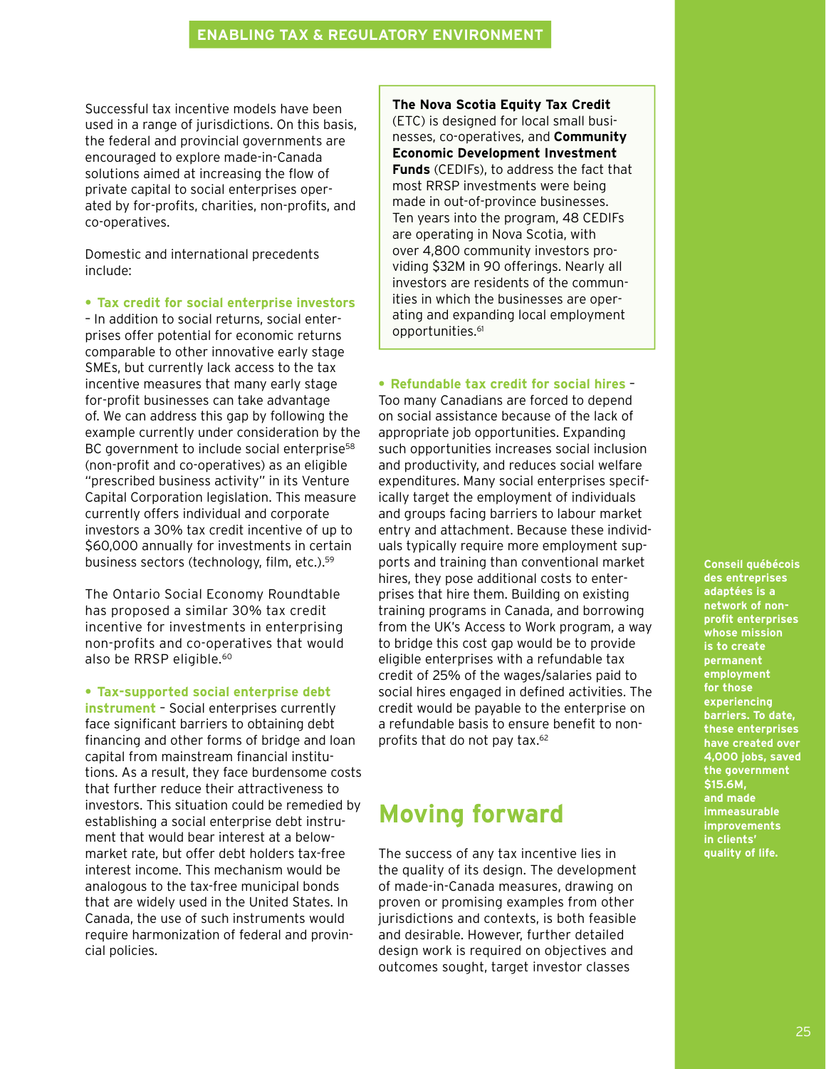## ENABLING TAX & REGULATORY ENVIRONMENT

Successful tax incentive models have been used in a range of jurisdictions. On this basis, the federal and provincial governments are encouraged to explore made-in-Canada solutions aimed at increasing the flow of private capital to social enterprises operated by for-profits, charities, non-profits, and co-operatives.

Domestic and international precedents include:

- **Tax credit for social enterprise investors** – In addition to social returns, social enterprises offer potential for economic returns comparable to other innovative early stage SMEs, but currently lack access to the tax incentive measures that many early stage for-profit businesses can take advantage of. We can address this gap by following the example currently under consideration by the BC government to include social enterprise[58] (non-profit and co-operatives) as an eligible "prescribed business activity" in its Venture Capital Corporation legislation. This measure currently offers individual and corporate investors a 30% tax credit incentive of up to $60,000 annually for investments in certain business sectors (technology, film, etc.).[59]

The Ontario Social Economy Roundtable has proposed a similar 30% tax credit incentive for investments in enterprising non-profits and co-operatives that would also be RRSP eligible.[60]

- **Tax-supported social enterprise debt instrument** – Social enterprises currently face significant barriers to obtaining debt financing and other forms of bridge and loan capital from mainstream financial institutions. As a result, they face burdensome costs that further reduce their attractiveness to investors. This situation could be remedied by establishing a social enterprise debt instrument that would bear interest at a below-market rate, but offer debt holders tax-free interest income. This mechanism would be analogous to the tax-free municipal bonds that are widely used in the United States. In Canada, the use of such instruments would require harmonization of federal and provincial policies.

**The Nova Scotia Equity Tax Credit** (ETC) is designed for local small businesses, co-operatives, and **Community Economic Development Investment Funds** (CEDIFs), to address the fact that most RRSP investments were being made in out-of-province businesses. Ten years into the program, 48 CEDIFs are operating in Nova Scotia, with over 4,800 community investors providing $32M in 90 offerings. Nearly all investors are residents of the communities in which the businesses are operating and expanding local employment opportunities.[61]

- **Refundable tax credit for social hires** – Too many Canadians are forced to depend on social assistance because of the lack of appropriate job opportunities. Expanding such opportunities increases social inclusion and productivity, and reduces social welfare expenditures. Many social enterprises specifically target the employment of individuals and groups facing barriers to labour market entry and attachment. Because these individuals typically require more employment supports and training than conventional market hires, they pose additional costs to enterprises that hire them. Building on existing training programs in Canada, and borrowing from the UK's Access to Work program, a way to bridge this cost gap would be to provide eligible enterprises with a refundable tax credit of 25% of the wages/salaries paid to social hires engaged in defined activities. The credit would be payable to the enterprise on a refundable basis to ensure benefit to non-profits that do not pay tax.[62]

## Moving forward

The success of any tax incentive lies in the quality of its design. The development of made-in-Canada measures, drawing on proven or promising examples from other jurisdictions and contexts, is both feasible and desirable. However, further detailed design work is required on objectives and outcomes sought, target investor classes

**Conseil québécois des entreprises adaptées is a network of non-profit enterprises whose mission is to create permanent employment for those experiencing barriers. To date, these enterprises have created over 4,000 jobs, saved the government $15.6M, and made immeasurable improvements in clients' quality of life.**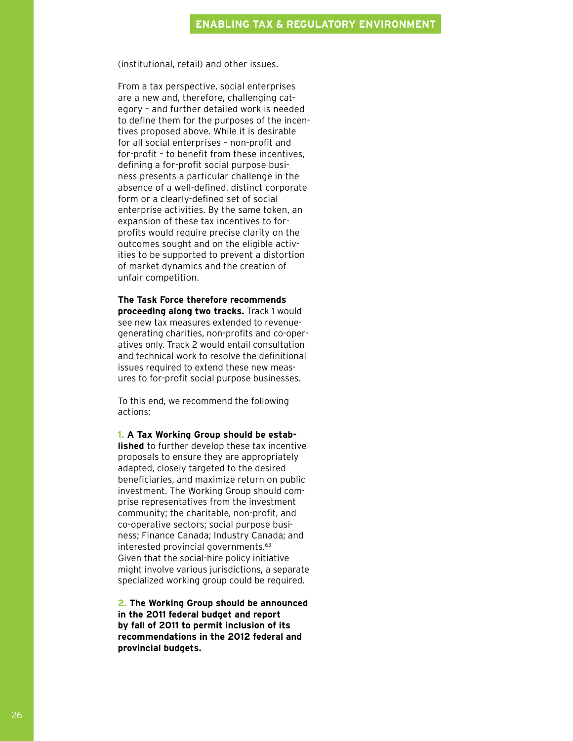(institutional, retail) and other issues.

From a tax perspective, social enterprises are a new and, therefore, challenging category – and further detailed work is needed to define them for the purposes of the incentives proposed above. While it is desirable for all social enterprises – non-profit and for-profit – to benefit from these incentives, defining a for-profit social purpose business presents a particular challenge in the absence of a well-defined, distinct corporate form or a clearly-defined set of social enterprise activities. By the same token, an expansion of these tax incentives to for-profits would require precise clarity on the outcomes sought and on the eligible activities to be supported to prevent a distortion of market dynamics and the creation of unfair competition.

**The Task Force therefore recommends proceeding along two tracks.** Track 1 would see new tax measures extended to revenue-generating charities, non-profits and co-operatives only. Track 2 would entail consultation and technical work to resolve the definitional issues required to extend these new measures to for-profit social purpose businesses.

To this end, we recommend the following actions:

**1. A Tax Working Group should be established** to further develop these tax incentive proposals to ensure they are appropriately adapted, closely targeted to the desired beneficiaries, and maximize return on public investment. The Working Group should comprise representatives from the investment community; the charitable, non-profit, and co-operative sectors; social purpose business; Finance Canada; Industry Canada; and interested provincial governments.[63] Given that the social-hire policy initiative might involve various jurisdictions, a separate specialized working group could be required.

**2. The Working Group should be announced in the 2011 federal budget and report by fall of 2011 to permit inclusion of its recommendations in the 2012 federal and provincial budgets.**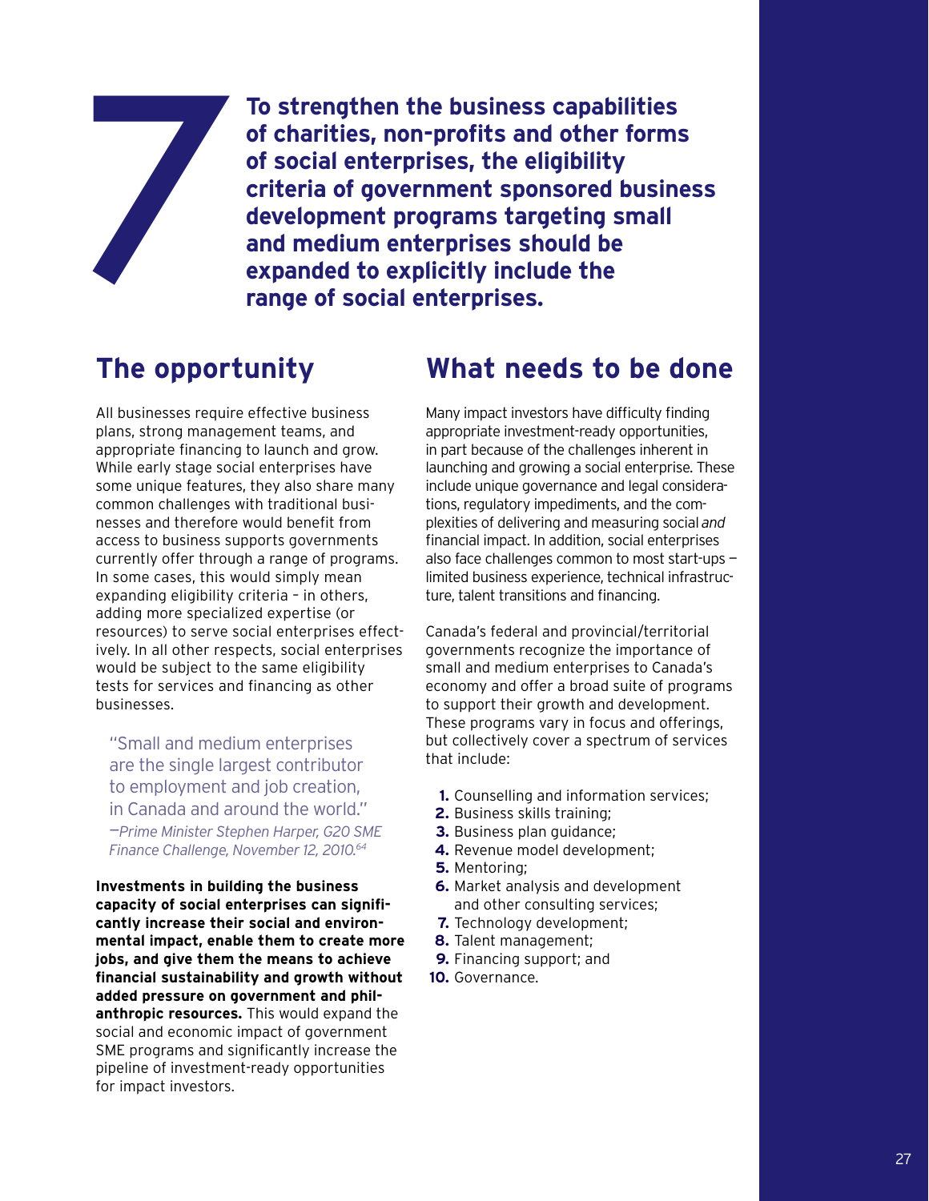# 7

**To strengthen the business capabilities of charities, non-profits and other forms of social enterprises, the eligibility criteria of government sponsored business development programs targeting small and medium enterprises should be expanded to explicitly include the range of social enterprises.**

## The opportunity

All businesses require effective business plans, strong management teams, and appropriate financing to launch and grow. While early stage social enterprises have some unique features, they also share many common challenges with traditional businesses and therefore would benefit from access to business supports governments currently offer through a range of programs. In some cases, this would simply mean expanding eligibility criteria – in others, adding more specialized expertise (or resources) to serve social enterprises effectively. In all other respects, social enterprises would be subject to the same eligibility tests for services and financing as other businesses.

> "Small and medium enterprises are the single largest contributor to employment and job creation, in Canada and around the world."
> —*Prime Minister Stephen Harper, G20 SME Finance Challenge, November 12, 2010.*[64]

**Investments in building the business capacity of social enterprises can significantly increase their social and environmental impact, enable them to create more jobs, and give them the means to achieve financial sustainability and growth without added pressure on government and philanthropic resources.** This would expand the social and economic impact of government SME programs and significantly increase the pipeline of investment-ready opportunities for impact investors.

## What needs to be done

Many impact investors have difficulty finding appropriate investment-ready opportunities, in part because of the challenges inherent in launching and growing a social enterprise. These include unique governance and legal considerations, regulatory impediments, and the complexities of delivering and measuring social *and* financial impact. In addition, social enterprises also face challenges common to most start-ups — limited business experience, technical infrastructure, talent transitions and financing.

Canada's federal and provincial/territorial governments recognize the importance of small and medium enterprises to Canada's economy and offer a broad suite of programs to support their growth and development. These programs vary in focus and offerings, but collectively cover a spectrum of services that include:

1. Counselling and information services;
2. Business skills training;
3. Business plan guidance;
4. Revenue model development;
5. Mentoring;
6. Market analysis and development and other consulting services;
7. Technology development;
8. Talent management;
9. Financing support; and
10. Governance.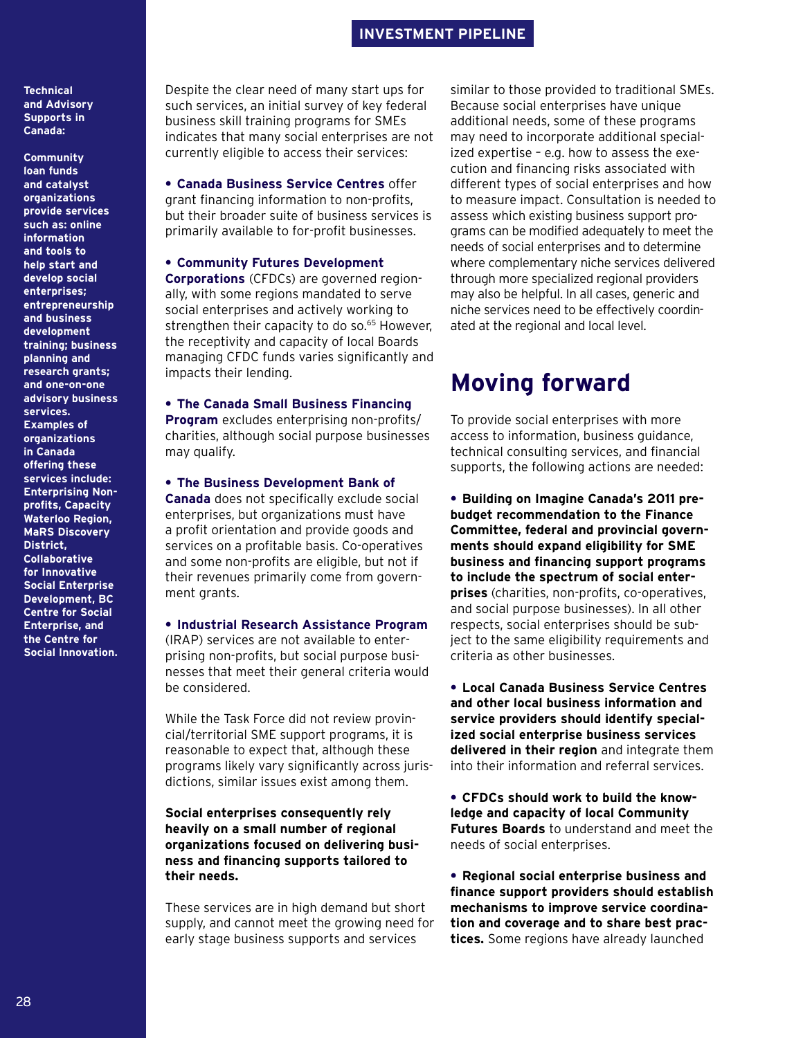**Technical and Advisory Supports in Canada:**

**Community loan funds and catalyst organizations provide services such as: online information and tools to help start and develop social enterprises; entrepreneurship and business development training; business planning and research grants; and one-on-one advisory business services. Examples of organizations in Canada offering these services include: Enterprising Non-profits, Capacity Waterloo Region, MaRS Discovery District, Collaborative for Innovative Social Enterprise Development, BC Centre for Social Enterprise, and the Centre for Social Innovation.**

Despite the clear need of many start ups for such services, an initial survey of key federal business skill training programs for SMEs indicates that many social enterprises are not currently eligible to access their services:

- **Canada Business Service Centres** offer grant financing information to non-profits, but their broader suite of business services is primarily available to for-profit businesses.
- **Community Futures Development Corporations** (CFDCs) are governed regionally, with some regions mandated to serve social enterprises and actively working to strengthen their capacity to do so.[65] However, the receptivity and capacity of local Boards managing CFDC funds varies significantly and impacts their lending.
- **The Canada Small Business Financing Program** excludes enterprising non-profits/charities, although social purpose businesses may qualify.
- **The Business Development Bank of Canada** does not specifically exclude social enterprises, but organizations must have a profit orientation and provide goods and services on a profitable basis. Co-operatives and some non-profits are eligible, but not if their revenues primarily come from government grants.
- **Industrial Research Assistance Program** (IRAP) services are not available to enterprising non-profits, but social purpose businesses that meet their general criteria would be considered.

While the Task Force did not review provincial/territorial SME support programs, it is reasonable to expect that, although these programs likely vary significantly across jurisdictions, similar issues exist among them.

**Social enterprises consequently rely heavily on a small number of regional organizations focused on delivering business and financing supports tailored to their needs.**

These services are in high demand but short supply, and cannot meet the growing need for early stage business supports and services similar to those provided to traditional SMEs. Because social enterprises have unique additional needs, some of these programs may need to incorporate additional specialized expertise – e.g. how to assess the execution and financing risks associated with different types of social enterprises and how to measure impact. Consultation is needed to assess which existing business support programs can be modified adequately to meet the needs of social enterprises and to determine where complementary niche services delivered through more specialized regional providers may also be helpful. In all cases, generic and niche services need to be effectively coordinated at the regional and local level.

## Moving forward

To provide social enterprises with more access to information, business guidance, technical consulting services, and financial supports, the following actions are needed:

- **Building on Imagine Canada's 2011 pre-budget recommendation to the Finance Committee, federal and provincial governments should expand eligibility for SME business and financing support programs to include the spectrum of social enterprises** (charities, non-profits, co-operatives, and social purpose businesses). In all other respects, social enterprises should be subject to the same eligibility requirements and criteria as other businesses.
- **Local Canada Business Service Centres and other local business information and service providers should identify specialized social enterprise business services delivered in their region** and integrate them into their information and referral services.
- **CFDCs should work to build the knowledge and capacity of local Community Futures Boards** to understand and meet the needs of social enterprises.
- **Regional social enterprise business and finance support providers should establish mechanisms to improve service coordination and coverage and to share best practices.** Some regions have already launched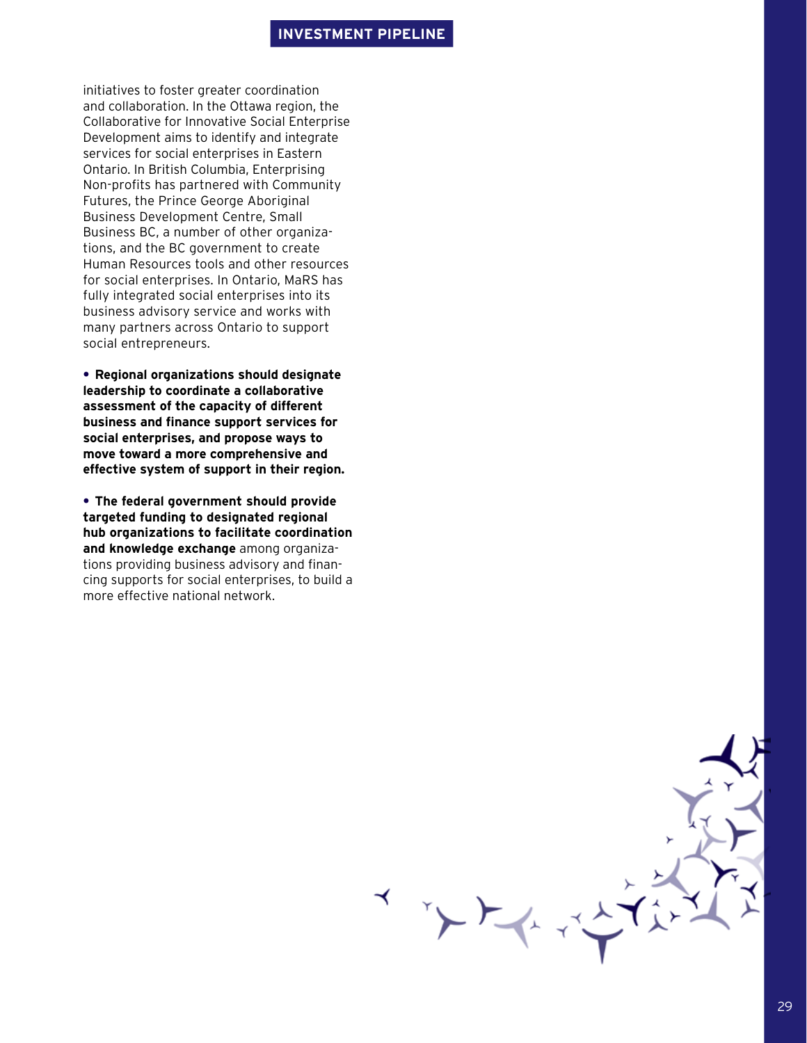initiatives to foster greater coordination and collaboration. In the Ottawa region, the Collaborative for Innovative Social Enterprise Development aims to identify and integrate services for social enterprises in Eastern Ontario. In British Columbia, Enterprising Non-profits has partnered with Community Futures, the Prince George Aboriginal Business Development Centre, Small Business BC, a number of other organizations, and the BC government to create Human Resources tools and other resources for social enterprises. In Ontario, MaRS has fully integrated social enterprises into its business advisory service and works with many partners across Ontario to support social entrepreneurs.

- **Regional organizations should designate leadership to coordinate a collaborative assessment of the capacity of different business and finance support services for social enterprises, and propose ways to move toward a more comprehensive and effective system of support in their region.**

- **The federal government should provide targeted funding to designated regional hub organizations to facilitate coordination and knowledge exchange** among organizations providing business advisory and financing supports for social enterprises, to build a more effective national network.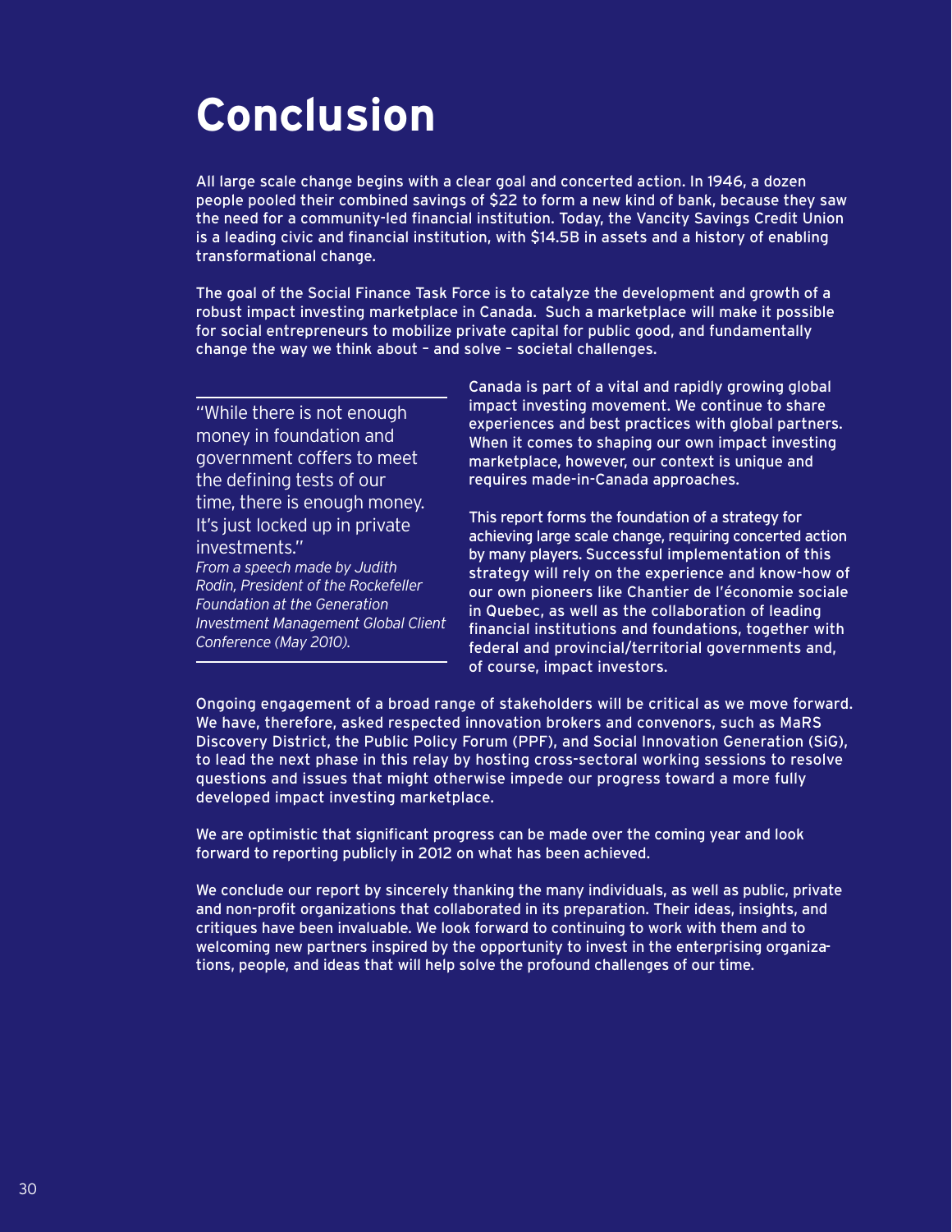# Conclusion

All large scale change begins with a clear goal and concerted action. In 1946, a dozen people pooled their combined savings of $22 to form a new kind of bank, because they saw the need for a community-led financial institution. Today, the Vancity Savings Credit Union is a leading civic and financial institution, with $14.5B in assets and a history of enabling transformational change.

The goal of the Social Finance Task Force is to catalyze the development and growth of a robust impact investing marketplace in Canada. Such a marketplace will make it possible for social entrepreneurs to mobilize private capital for public good, and fundamentally change the way we think about – and solve – societal challenges.

> "While there is not enough money in foundation and government coffers to meet the defining tests of our time, there is enough money. It's just locked up in private investments."
> *From a speech made by Judith Rodin, President of the Rockefeller Foundation at the Generation Investment Management Global Client Conference (May 2010).*

Canada is part of a vital and rapidly growing global impact investing movement. We continue to share experiences and best practices with global partners. When it comes to shaping our own impact investing marketplace, however, our context is unique and requires made-in-Canada approaches.

This report forms the foundation of a strategy for achieving large scale change, requiring concerted action by many players. Successful implementation of this strategy will rely on the experience and know-how of our own pioneers like Chantier de l'économie sociale in Quebec, as well as the collaboration of leading financial institutions and foundations, together with federal and provincial/territorial governments and, of course, impact investors.

Ongoing engagement of a broad range of stakeholders will be critical as we move forward. We have, therefore, asked respected innovation brokers and convenors, such as MaRS Discovery District, the Public Policy Forum (PPF), and Social Innovation Generation (SiG), to lead the next phase in this relay by hosting cross-sectoral working sessions to resolve questions and issues that might otherwise impede our progress toward a more fully developed impact investing marketplace.

We are optimistic that significant progress can be made over the coming year and look forward to reporting publicly in 2012 on what has been achieved.

We conclude our report by sincerely thanking the many individuals, as well as public, private and non-profit organizations that collaborated in its preparation. Their ideas, insights, and critiques have been invaluable. We look forward to continuing to work with them and to welcoming new partners inspired by the opportunity to invest in the enterprising organizations, people, and ideas that will help solve the profound challenges of our time.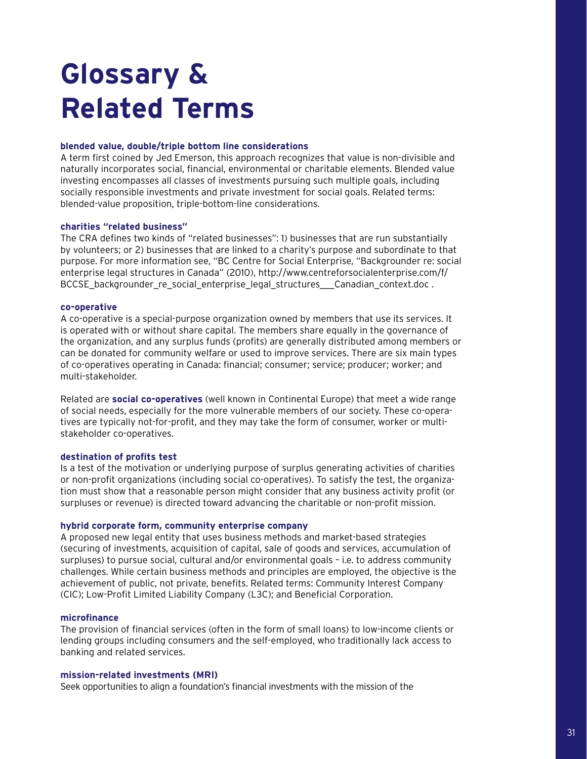# Glossary & Related Terms

**blended value, double/triple bottom line considerations**
A term first coined by Jed Emerson, this approach recognizes that value is non-divisible and naturally incorporates social, financial, environmental or charitable elements. Blended value investing encompasses all classes of investments pursuing such multiple goals, including socially responsible investments and private investment for social goals. Related terms: blended-value proposition, triple-bottom-line considerations.

**charities "related business"**
The CRA defines two kinds of "related businesses": 1) businesses that are run substantially by volunteers; or 2) businesses that are linked to a charity's purpose and subordinate to that purpose. For more information see, "BC Centre for Social Enterprise, "Backgrounder re: social enterprise legal structures in Canada" (2010), http://www.centreforsocialenterprise.com/f/BCCSE_backgrounder_re_social_enterprise_legal_structures___Canadian_context.doc .

**co-operative**
A co-operative is a special-purpose organization owned by members that use its services. It is operated with or without share capital. The members share equally in the governance of the organization, and any surplus funds (profits) are generally distributed among members or can be donated for community welfare or used to improve services. There are six main types of co-operatives operating in Canada: financial; consumer; service; producer; worker; and multi-stakeholder.

Related are **social co-operatives** (well known in Continental Europe) that meet a wide range of social needs, especially for the more vulnerable members of our society. These co-operatives are typically not-for-profit, and they may take the form of consumer, worker or multi-stakeholder co-operatives.

**destination of profits test**
Is a test of the motivation or underlying purpose of surplus generating activities of charities or non-profit organizations (including social co-operatives). To satisfy the test, the organization must show that a reasonable person might consider that any business activity profit (or surpluses or revenue) is directed toward advancing the charitable or non-profit mission.

**hybrid corporate form, community enterprise company**
A proposed new legal entity that uses business methods and market-based strategies (securing of investments, acquisition of capital, sale of goods and services, accumulation of surpluses) to pursue social, cultural and/or environmental goals – i.e. to address community challenges. While certain business methods and principles are employed, the objective is the achievement of public, not private, benefits. Related terms: Community Interest Company (CIC); Low-Profit Limited Liability Company (L3C); and Beneficial Corporation.

**microfinance**
The provision of financial services (often in the form of small loans) to low-income clients or lending groups including consumers and the self-employed, who traditionally lack access to banking and related services.

**mission-related investments (MRI)**
Seek opportunities to align a foundation's financial investments with the mission of the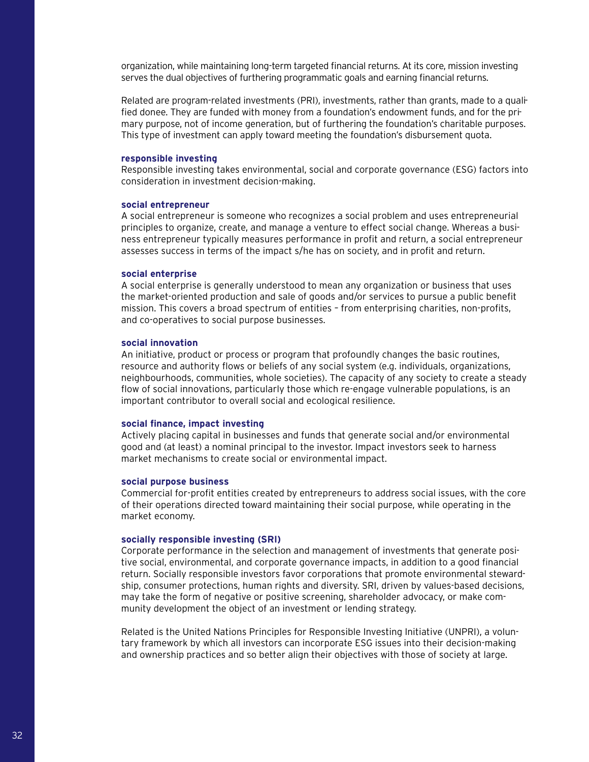organization, while maintaining long-term targeted financial returns. At its core, mission investing serves the dual objectives of furthering programmatic goals and earning financial returns.

Related are program-related investments (PRI), investments, rather than grants, made to a qualified donee. They are funded with money from a foundation's endowment funds, and for the primary purpose, not of income generation, but of furthering the foundation's charitable purposes. This type of investment can apply toward meeting the foundation's disbursement quota.

**responsible investing**
Responsible investing takes environmental, social and corporate governance (ESG) factors into consideration in investment decision-making.

**social entrepreneur**
A social entrepreneur is someone who recognizes a social problem and uses entrepreneurial principles to organize, create, and manage a venture to effect social change. Whereas a business entrepreneur typically measures performance in profit and return, a social entrepreneur assesses success in terms of the impact s/he has on society, and in profit and return.

**social enterprise**
A social enterprise is generally understood to mean any organization or business that uses the market-oriented production and sale of goods and/or services to pursue a public benefit mission. This covers a broad spectrum of entities – from enterprising charities, non-profits, and co-operatives to social purpose businesses.

**social innovation**
An initiative, product or process or program that profoundly changes the basic routines, resource and authority flows or beliefs of any social system (e.g. individuals, organizations, neighbourhoods, communities, whole societies). The capacity of any society to create a steady flow of social innovations, particularly those which re-engage vulnerable populations, is an important contributor to overall social and ecological resilience.

**social finance, impact investing**
Actively placing capital in businesses and funds that generate social and/or environmental good and (at least) a nominal principal to the investor. Impact investors seek to harness market mechanisms to create social or environmental impact.

**social purpose business**
Commercial for-profit entities created by entrepreneurs to address social issues, with the core of their operations directed toward maintaining their social purpose, while operating in the market economy.

**socially responsible investing (SRI)**
Corporate performance in the selection and management of investments that generate positive social, environmental, and corporate governance impacts, in addition to a good financial return. Socially responsible investors favor corporations that promote environmental stewardship, consumer protections, human rights and diversity. SRI, driven by values-based decisions, may take the form of negative or positive screening, shareholder advocacy, or make community development the object of an investment or lending strategy.

Related is the United Nations Principles for Responsible Investing Initiative (UNPRI), a voluntary framework by which all investors can incorporate ESG issues into their decision-making and ownership practices and so better align their objectives with those of society at large.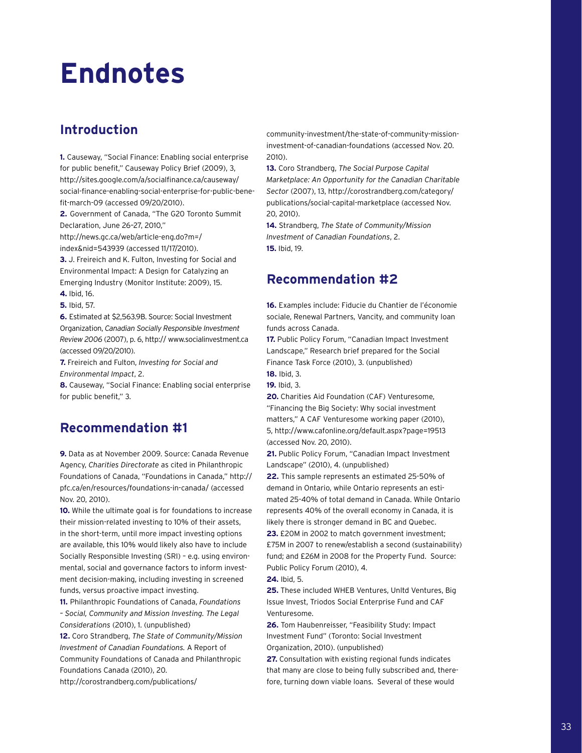# Endnotes

## Introduction

**1.** Causeway, "Social Finance: Enabling social enterprise for public benefit," Causeway Policy Brief (2009), 3, http://sites.google.com/a/socialfinance.ca/causeway/social-finance-enabling-social-enterprise-for-public-benefit-march-09 (accessed 09/20/2010).

**2.** Government of Canada, "The G20 Toronto Summit Declaration, June 26–27, 2010," http://news.gc.ca/web/article-eng.do?m=/index&nid=543939 (accessed 11/17/2010).

**3.** J. Freireich and K. Fulton, Investing for Social and Environmental Impact: A Design for Catalyzing an Emerging Industry (Monitor Institute: 2009), 15.

**4.** Ibid, 16.

**5.** Ibid, 57.

**6.** Estimated at $2,563.9B. Source: Social Investment Organization, *Canadian Socially Responsible Investment Review 2006* (2007), p. 6, http:// www.socialinvestment.ca (accessed 09/20/2010).

**7.** Freireich and Fulton, *Investing for Social and Environmental Impact*, 2.

**8.** Causeway, "Social Finance: Enabling social enterprise for public benefit," 3.

## Recommendation #1

**9.** Data as at November 2009. Source: Canada Revenue Agency, *Charities Directorate* as cited in Philanthropic Foundations of Canada, "Foundations in Canada," http://pfc.ca/en/resources/foundations-in-canada/ (accessed Nov. 20, 2010).

**10.** While the ultimate goal is for foundations to increase their mission-related investing to 10% of their assets, in the short-term, until more impact investing options are available, this 10% would likely also have to include Socially Responsible Investing (SRI) – e.g. using environmental, social and governance factors to inform investment decision-making, including investing in screened funds, versus proactive impact investing.

**11.** Philanthropic Foundations of Canada, *Foundations – Social, Community and Mission Investing. The Legal Considerations* (2010), 1. (unpublished)

**12.** Coro Strandberg, *The State of Community/Mission Investment of Canadian Foundations.* A Report of Community Foundations of Canada and Philanthropic Foundations Canada (2010), 20. http://corostrandberg.com/publications/community-investment/the-state-of-community-mission-investment-of-canadian-foundations (accessed Nov. 20. 2010).

**13.** Coro Strandberg, *The Social Purpose Capital Marketplace: An Opportunity for the Canadian Charitable Sector* (2007), 13, http://corostrandberg.com/category/publications/social-capital-marketplace (accessed Nov. 20, 2010).

**14.** Strandberg, *The State of Community/Mission Investment of Canadian Foundations*, 2.

**15.** Ibid, 19.

## Recommendation #2

**16.** Examples include: Fiducie du Chantier de l'économie sociale, Renewal Partners, Vancity, and community loan funds across Canada.

**17.** Public Policy Forum, "Canadian Impact Investment Landscape," Research brief prepared for the Social Finance Task Force (2010), 3. (unpublished)

**18.** Ibid, 3.

**19.** Ibid, 3.

**20.** Charities Aid Foundation (CAF) Venturesome, "Financing the Big Society: Why social investment matters," A CAF Venturesome working paper (2010), 5, http://www.cafonline.org/default.aspx?page=19513 (accessed Nov. 20, 2010).

**21.** Public Policy Forum, "Canadian Impact Investment Landscape" (2010), 4. (unpublished)

**22.** This sample represents an estimated 25-50% of demand in Ontario, while Ontario represents an estimated 25-40% of total demand in Canada. While Ontario represents 40% of the overall economy in Canada, it is likely there is stronger demand in BC and Quebec.

**23.** £20M in 2002 to match government investment; £75M in 2007 to renew/establish a second (sustainability) fund; and £26M in 2008 for the Property Fund. Source: Public Policy Forum (2010), 4.

**24.** Ibid, 5.

**25.** These included WHEB Ventures, Unltd Ventures, Big Issue Invest, Triodos Social Enterprise Fund and CAF Venturesome.

**26.** Tom Haubenreisser, "Feasibility Study: Impact Investment Fund" (Toronto: Social Investment Organization, 2010). (unpublished)

**27.** Consultation with existing regional funds indicates that many are close to being fully subscribed and, therefore, turning down viable loans. Several of these would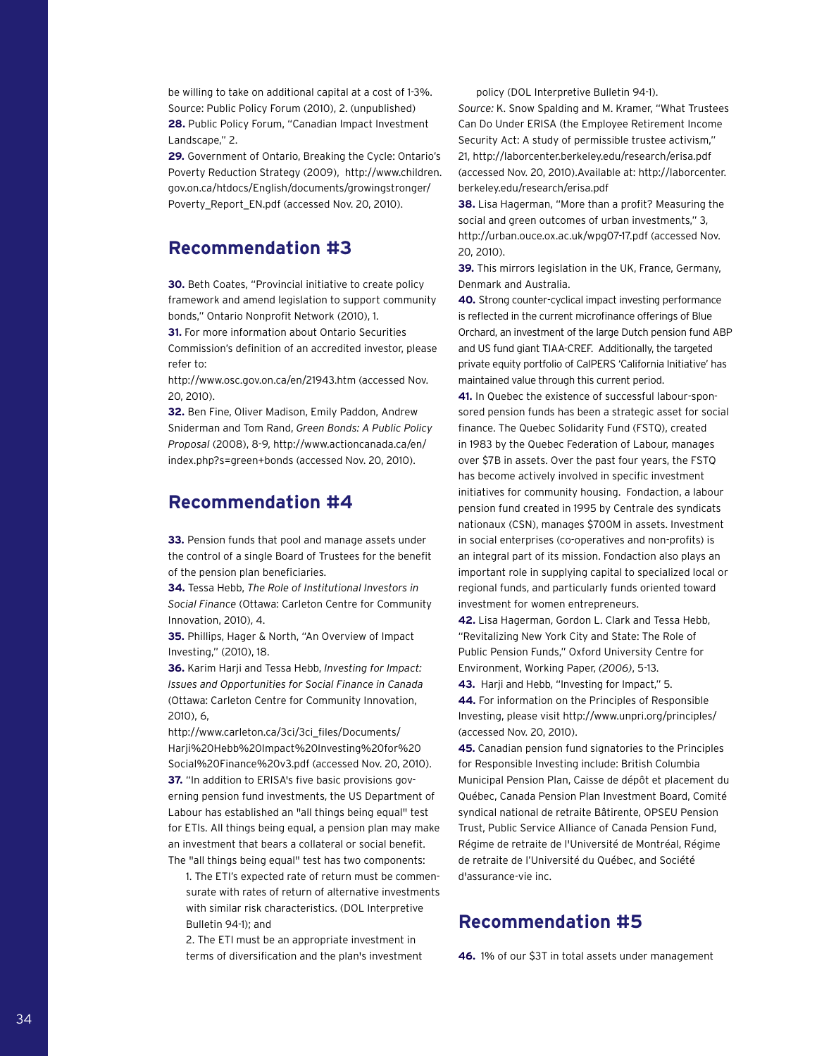be willing to take on additional capital at a cost of 1-3%. Source: Public Policy Forum (2010), 2. (unpublished)

**28.** Public Policy Forum, "Canadian Impact Investment Landscape," 2.

**29.** Government of Ontario, Breaking the Cycle: Ontario's Poverty Reduction Strategy (2009), http://www.children.gov.on.ca/htdocs/English/documents/growingstronger/Poverty_Report_EN.pdf (accessed Nov. 20, 2010).

## Recommendation #3

**30.** Beth Coates, "Provincial initiative to create policy framework and amend legislation to support community bonds," Ontario Nonprofit Network (2010), 1.

**31.** For more information about Ontario Securities Commission's definition of an accredited investor, please refer to:

http://www.osc.gov.on.ca/en/21943.htm (accessed Nov. 20, 2010).

**32.** Ben Fine, Oliver Madison, Emily Paddon, Andrew Sniderman and Tom Rand, *Green Bonds: A Public Policy Proposal* (2008), 8-9, http://www.actioncanada.ca/en/index.php?s=green+bonds (accessed Nov. 20, 2010).

## Recommendation #4

**33.** Pension funds that pool and manage assets under the control of a single Board of Trustees for the benefit of the pension plan beneficiaries.

**34.** Tessa Hebb, *The Role of Institutional Investors in Social Finance* (Ottawa: Carleton Centre for Community Innovation, 2010), 4.

**35.** Phillips, Hager & North, "An Overview of Impact Investing," (2010), 18.

**36.** Karim Harji and Tessa Hebb, *Investing for Impact: Issues and Opportunities for Social Finance in Canada* (Ottawa: Carleton Centre for Community Innovation, 2010), 6,

http://www.carleton.ca/3ci/3ci_files/Documents/Harji%20Hebb%20Impact%20Investing%20for%20Social%20Finance%20v3.pdf (accessed Nov. 20, 2010).

**37.** "In addition to ERISA's five basic provisions governing pension fund investments, the US Department of Labour has established an "all things being equal" test for ETIs. All things being equal, a pension plan may make an investment that bears a collateral or social benefit. The "all things being equal" test has two components:

1. The ETI's expected rate of return must be commensurate with rates of return of alternative investments with similar risk characteristics. (DOL Interpretive Bulletin 94-1); and
2. The ETI must be an appropriate investment in terms of diversification and the plan's investment policy (DOL Interpretive Bulletin 94-1).

*Source:* K. Snow Spalding and M. Kramer, "What Trustees Can Do Under ERISA (the Employee Retirement Income Security Act: A study of permissible trustee activism," 21, http://laborcenter.berkeley.edu/research/erisa.pdf (accessed Nov. 20, 2010).Available at: http://laborcenter.berkeley.edu/research/erisa.pdf

**38.** Lisa Hagerman, "More than a profit? Measuring the social and green outcomes of urban investments," 3, http://urban.ouce.ox.ac.uk/wpg07-17.pdf (accessed Nov. 20, 2010).

**39.** This mirrors legislation in the UK, France, Germany, Denmark and Australia.

**40.** Strong counter-cyclical impact investing performance is reflected in the current microfinance offerings of Blue Orchard, an investment of the large Dutch pension fund ABP and US fund giant TIAA-CREF. Additionally, the targeted private equity portfolio of CalPERS 'California Initiative' has maintained value through this current period.

**41.** In Quebec the existence of successful labour-sponsored pension funds has been a strategic asset for social finance. The Quebec Solidarity Fund (FSTQ), created in 1983 by the Quebec Federation of Labour, manages over $7B in assets. Over the past four years, the FSTQ has become actively involved in specific investment initiatives for community housing. Fondaction, a labour pension fund created in 1995 by Centrale des syndicats nationaux (CSN), manages $700M in assets. Investment in social enterprises (co-operatives and non-profits) is an integral part of its mission. Fondaction also plays an important role in supplying capital to specialized local or regional funds, and particularly funds oriented toward investment for women entrepreneurs.

**42.** Lisa Hagerman, Gordon L. Clark and Tessa Hebb, "Revitalizing New York City and State: The Role of Public Pension Funds," Oxford University Centre for Environment, Working Paper, *(2006)*, 5-13.

**43.** Harji and Hebb, "Investing for Impact," 5.

**44.** For information on the Principles of Responsible Investing, please visit http://www.unpri.org/principles/ (accessed Nov. 20, 2010).

**45.** Canadian pension fund signatories to the Principles for Responsible Investing include: British Columbia Municipal Pension Plan, Caisse de dépôt et placement du Québec, Canada Pension Plan Investment Board, Comité syndical national de retraite Bâtirente, OPSEU Pension Trust, Public Service Alliance of Canada Pension Fund, Régime de retraite de l'Université de Montréal, Régime de retraite de l'Université du Québec, and Société d'assurance-vie inc.

## Recommendation #5

**46.** 1% of our $3T in total assets under management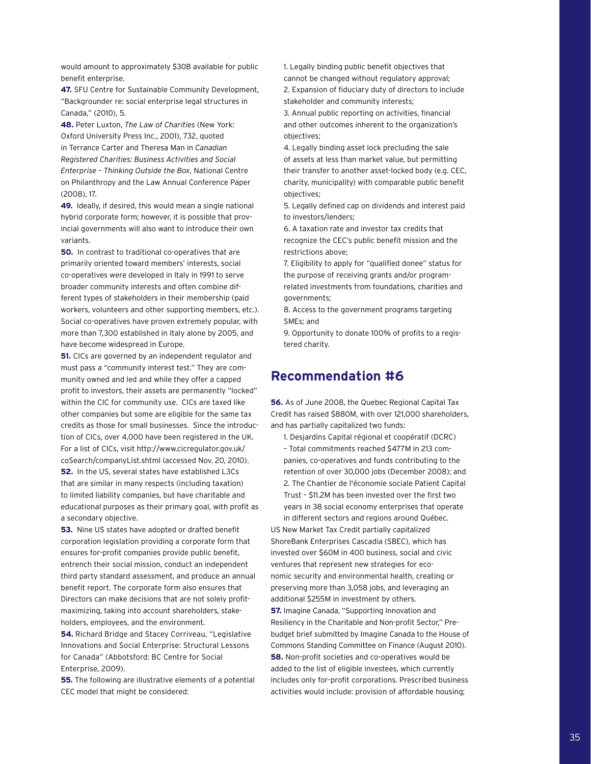would amount to approximately $30B available for public benefit enterprise.

**47.** SFU Centre for Sustainable Community Development, "Backgrounder re: social enterprise legal structures in Canada," (2010), 5.

**48.** Peter Luxton, *The Law of Charities* (New York: Oxford University Press Inc., 2001), 732, quoted in Terrance Carter and Theresa Man in *Canadian Registered Charities: Business Activities and Social Enterprise – Thinking Outside the Box*, National Centre on Philanthropy and the Law Annual Conference Paper (2008), 17.

**49.** Ideally, if desired, this would mean a single national hybrid corporate form; however, it is possible that provincial governments will also want to introduce their own variants.

**50.** In contrast to traditional co-operatives that are primarily oriented toward members' interests, social co-operatives were developed in Italy in 1991 to serve broader community interests and often combine different types of stakeholders in their membership (paid workers, volunteers and other supporting members, etc.). Social co-operatives have proven extremely popular, with more than 7,300 established in Italy alone by 2005, and have become widespread in Europe.

**51.** CICs are governed by an independent regulator and must pass a "community interest test." They are community owned and led and while they offer a capped profit to investors, their assets are permanently "locked" within the CIC for community use. CICs are taxed like other companies but some are eligible for the same tax credits as those for small businesses. Since the introduction of CICs, over 4,000 have been registered in the UK. For a list of CICs, visit http://www.cicregulator.gov.uk/coSearch/companyList.shtml (accessed Nov. 20, 2010).

**52.** In the US, several states have established L3Cs that are similar in many respects (including taxation) to limited liability companies, but have charitable and educational purposes as their primary goal, with profit as a secondary objective.

**53.** Nine US states have adopted or drafted benefit corporation legislation providing a corporate form that ensures for-profit companies provide public benefit, entrench their social mission, conduct an independent third party standard assessment, and produce an annual benefit report. The corporate form also ensures that Directors can make decisions that are not solely profit-maximizing, taking into account shareholders, stakeholders, employees, and the environment.

**54.** Richard Bridge and Stacey Corriveau, "Legislative Innovations and Social Enterprise: Structural Lessons for Canada" (Abbotsford: BC Centre for Social Enterprise, 2009).

**55.** The following are illustrative elements of a potential CEC model that might be considered:

1. Legally binding public benefit objectives that cannot be changed without regulatory approval;
2. Expansion of fiduciary duty of directors to include stakeholder and community interests;
3. Annual public reporting on activities, financial and other outcomes inherent to the organization's objectives;
4. Legally binding asset lock precluding the sale of assets at less than market value, but permitting their transfer to another asset-locked body (e.g. CEC, charity, municipality) with comparable public benefit objectives;
5. Legally defined cap on dividends and interest paid to investors/lenders;
6. A taxation rate and investor tax credits that recognize the CEC's public benefit mission and the restrictions above;
7. Eligibility to apply for "qualified donee" status for the purpose of receiving grants and/or program-related investments from foundations, charities and governments;
8. Access to the government programs targeting SMEs; and
9. Opportunity to donate 100% of profits to a registered charity.

## Recommendation #6

**56.** As of June 2008, the Quebec Regional Capital Tax Credit has raised $880M, with over 121,000 shareholders, and has partially capitalized two funds:

1. Desjardins Capital régional et coopératif (DCRC) – Total commitments reached $477M in 213 companies, co-operatives and funds contributing to the retention of over 30,000 jobs (December 2008); and
2. The Chantier de l'économie sociale Patient Capital Trust – $11.2M has been invested over the first two years in 38 social economy enterprises that operate in different sectors and regions around Québec.

US New Market Tax Credit partially capitalized ShoreBank Enterprises Cascadia (SBEC), which has invested over $60M in 400 business, social and civic ventures that represent new strategies for economic security and environmental health, creating or preserving more than 3,058 jobs, and leveraging an additional $255M in investment by others.

**57.** Imagine Canada, "Supporting Innovation and Resiliency in the Charitable and Non-profit Sector," Pre-budget brief submitted by Imagine Canada to the House of Commons Standing Committee on Finance (August 2010).

**58.** Non-profit societies and co-operatives would be added to the list of eligible investees, which currently includes only for-profit corporations. Prescribed business activities would include: provision of affordable housing;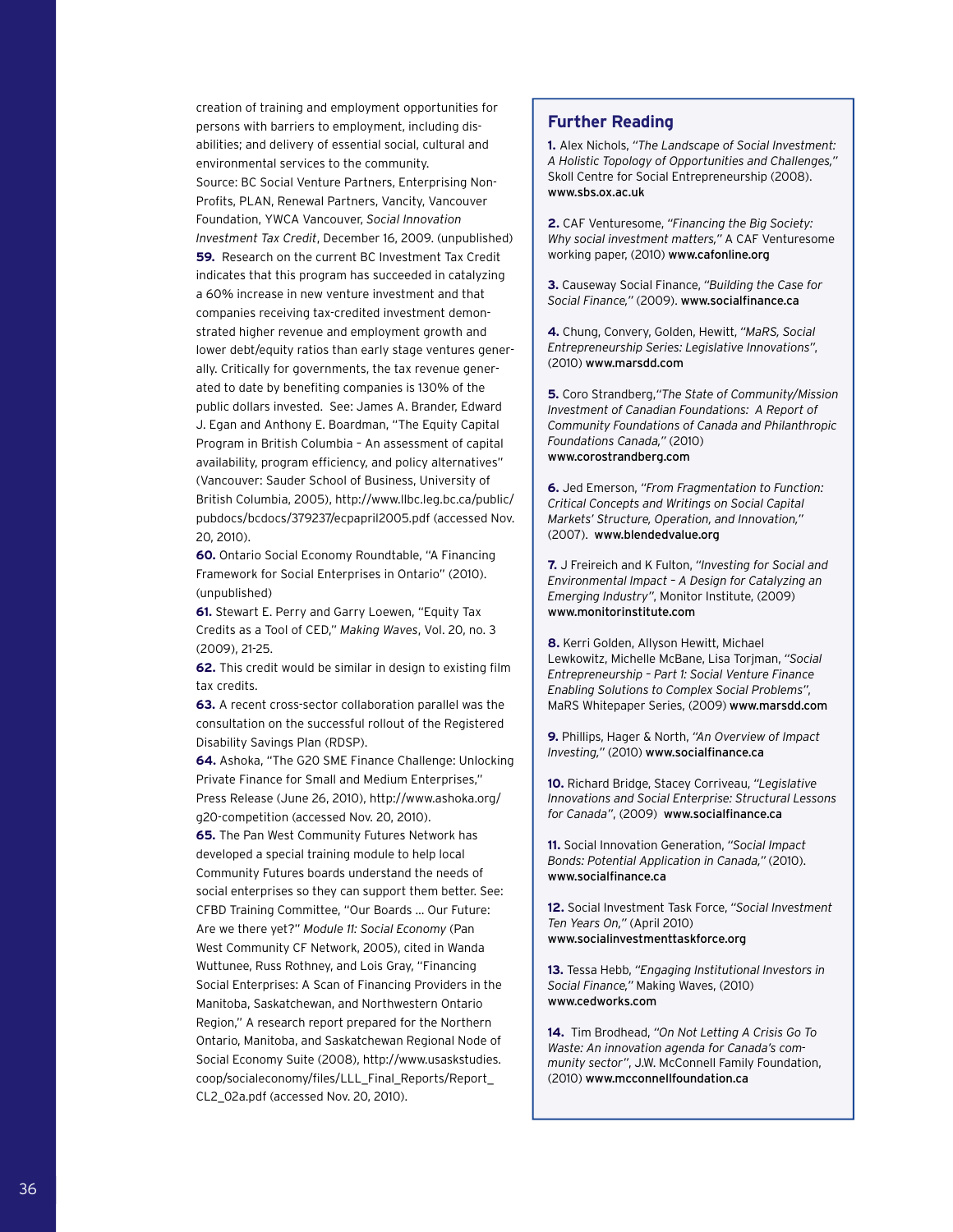creation of training and employment opportunities for persons with barriers to employment, including disabilities; and delivery of essential social, cultural and environmental services to the community.
Source: BC Social Venture Partners, Enterprising Non-Profits, PLAN, Renewal Partners, Vancity, Vancouver Foundation, YWCA Vancouver, *Social Innovation Investment Tax Credit*, December 16, 2009. (unpublished)

**59.** Research on the current BC Investment Tax Credit indicates that this program has succeeded in catalyzing a 60% increase in new venture investment and that companies receiving tax-credited investment demonstrated higher revenue and employment growth and lower debt/equity ratios than early stage ventures generally. Critically for governments, the tax revenue generated to date by benefiting companies is 130% of the public dollars invested. See: James A. Brander, Edward J. Egan and Anthony E. Boardman, "The Equity Capital Program in British Columbia – An assessment of capital availability, program efficiency, and policy alternatives" (Vancouver: Sauder School of Business, University of British Columbia, 2005), http://www.llbc.leg.bc.ca/public/pubdocs/bcdocs/379237/ecpapril2005.pdf (accessed Nov. 20, 2010).

**60.** Ontario Social Economy Roundtable, "A Financing Framework for Social Enterprises in Ontario" (2010). (unpublished)

**61.** Stewart E. Perry and Garry Loewen, "Equity Tax Credits as a Tool of CED," *Making Waves*, Vol. 20, no. 3 (2009), 21-25.

**62.** This credit would be similar in design to existing film tax credits.

**63.** A recent cross-sector collaboration parallel was the consultation on the successful rollout of the Registered Disability Savings Plan (RDSP).

**64.** Ashoka, "The G20 SME Finance Challenge: Unlocking Private Finance for Small and Medium Enterprises," Press Release (June 26, 2010), http://www.ashoka.org/g20-competition (accessed Nov. 20, 2010).

**65.** The Pan West Community Futures Network has developed a special training module to help local Community Futures boards understand the needs of social enterprises so they can support them better. See: CFBD Training Committee, "Our Boards … Our Future: Are we there yet?" *Module 11: Social Economy* (Pan West Community CF Network, 2005), cited in Wanda Wuttunee, Russ Rothney, and Lois Gray, "Financing Social Enterprises: A Scan of Financing Providers in the Manitoba, Saskatchewan, and Northwestern Ontario Region," A research report prepared for the Northern Ontario, Manitoba, and Saskatchewan Regional Node of Social Economy Suite (2008), http://www.usaskstudies.coop/socialeconomy/files/LLL_Final_Reports/Report_CL2_02a.pdf (accessed Nov. 20, 2010).

## Further Reading

**1.** Alex Nichols, *"The Landscape of Social Investment: A Holistic Topology of Opportunities and Challenges,"* Skoll Centre for Social Entrepreneurship (2008). www.sbs.ox.ac.uk

**2.** CAF Venturesome, *"Financing the Big Society: Why social investment matters,"* A CAF Venturesome working paper, (2010) www.cafonline.org

**3.** Causeway Social Finance, *"Building the Case for Social Finance,"* (2009). www.socialfinance.ca

**4.** Chung, Convery, Golden, Hewitt, *"MaRS, Social Entrepreneurship Series: Legislative Innovations"*, (2010) www.marsdd.com

**5.** Coro Strandberg,*"The State of Community/Mission Investment of Canadian Foundations: A Report of Community Foundations of Canada and Philanthropic Foundations Canada,"* (2010) www.corostrandberg.com

**6.** Jed Emerson, *"From Fragmentation to Function: Critical Concepts and Writings on Social Capital Markets' Structure, Operation, and Innovation,"* (2007). www.blendedvalue.org

**7.** J Freireich and K Fulton, *"Investing for Social and Environmental Impact – A Design for Catalyzing an Emerging Industry"*, Monitor Institute, (2009) www.monitorinstitute.com

**8.** Kerri Golden, Allyson Hewitt, Michael Lewkowitz, Michelle McBane, Lisa Torjman, *"Social Entrepreneurship – Part 1: Social Venture Finance Enabling Solutions to Complex Social Problems"*, MaRS Whitepaper Series, (2009) www.marsdd.com

**9.** Phillips, Hager & North, *"An Overview of Impact Investing,"* (2010) www.socialfinance.ca

**10.** Richard Bridge, Stacey Corriveau, *"Legislative Innovations and Social Enterprise: Structural Lessons for Canada"*, (2009) www.socialfinance.ca

**11.** Social Innovation Generation, *"Social Impact Bonds: Potential Application in Canada,"* (2010). www.socialfinance.ca

**12.** Social Investment Task Force, *"Social Investment Ten Years On,"* (April 2010) www.socialinvestmenttaskforce.org

**13.** Tessa Hebb, *"Engaging Institutional Investors in Social Finance,"* Making Waves, (2010) www.cedworks.com

**14.** Tim Brodhead, *"On Not Letting A Crisis Go To Waste: An innovation agenda for Canada's community sector"*, J.W. McConnell Family Foundation, (2010) www.mcconnellfoundation.ca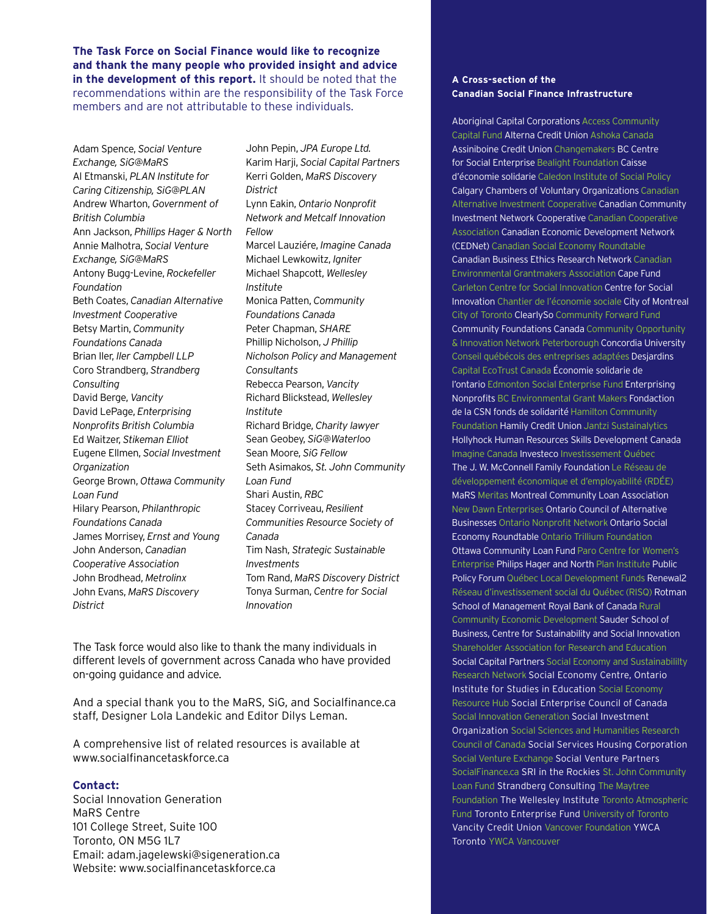**The Task Force on Social Finance would like to recognize and thank the many people who provided insight and advice in the development of this report.** It should be noted that the recommendations within are the responsibility of the Task Force members and are not attributable to these individuals.

Adam Spence, *Social Venture Exchange, SiG@MaRS*
Al Etmanski, *PLAN Institute for Caring Citizenship, SiG@PLAN*
Andrew Wharton, *Government of British Columbia*
Ann Jackson, *Phillips Hager & North*
Annie Malhotra, *Social Venture Exchange, SiG@MaRS*
Antony Bugg-Levine, *Rockefeller Foundation*
Beth Coates, *Canadian Alternative Investment Cooperative*
Betsy Martin, *Community Foundations Canada*
Brian Iler, *Iler Campbell LLP*
Coro Strandberg, *Strandberg Consulting*
David Berge, *Vancity*
David LePage, *Enterprising Nonprofits British Columbia*
Ed Waitzer, *Stikeman Elliot*
Eugene Ellmen, *Social Investment Organization*
George Brown, *Ottawa Community Loan Fund*
Hilary Pearson, *Philanthropic Foundations Canada*
James Morrisey, *Ernst and Young*
John Anderson, *Canadian Cooperative Association*
John Brodhead, *Metrolinx*
John Evans, *MaRS Discovery District*
John Pepin, *JPA Europe Ltd.*
Karim Harji, *Social Capital Partners*
Kerri Golden, *MaRS Discovery District*
Lynn Eakin, *Ontario Nonprofit Network and Metcalf Innovation Fellow*
Marcel Lauziére, *Imagine Canada*
Michael Lewkowitz, *Igniter*
Michael Shapcott, *Wellesley Institute*
Monica Patten, *Community Foundations Canada*
Peter Chapman, *SHARE*
Phillip Nicholson, *J Phillip Nicholson Policy and Management Consultants*
Rebecca Pearson, *Vancity*
Richard Blickstead, *Wellesley Institute*
Richard Bridge, *Charity lawyer*
Sean Geobey, *SiG@Waterloo*
Sean Moore, *SiG Fellow*
Seth Asimakos, *St. John Community Loan Fund*
Shari Austin, *RBC*
Stacey Corriveau, *Resilient Communities Resource Society of Canada*
Tim Nash, *Strategic Sustainable Investments*
Tom Rand, *MaRS Discovery District*
Tonya Surman, *Centre for Social Innovation*

The Task force would also like to thank the many individuals in different levels of government across Canada who have provided on-going guidance and advice.

And a special thank you to the MaRS, SiG, and Socialfinance.ca staff, Designer Lola Landekic and Editor Dilys Leman.

A comprehensive list of related resources is available at www.socialfinancetaskforce.ca

**Contact:**
Social Innovation Generation
MaRS Centre
101 College Street, Suite 100
Toronto, ON M5G 1L7
Email: adam.jagelewski@sigeneration.ca
Website: www.socialfinancetaskforce.ca

**A Cross-section of the Canadian Social Finance Infrastructure**

Aboriginal Capital Corporations Access Community Capital Fund Alterna Credit Union Ashoka Canada Assiniboine Credit Union Changemakers BC Centre for Social Enterprise Bealight Foundation Caisse d'économie solidarie Caledon Institute of Social Policy Calgary Chambers of Voluntary Organizations Canadian Alternative Investment Cooperative Canadian Community Investment Network Cooperative Canadian Cooperative Association Canadian Economic Development Network (CEDNet) Canadian Social Economy Roundtable Canadian Business Ethics Research Network Canadian Environmental Grantmakers Association Cape Fund Carleton Centre for Social Innovation Centre for Social Innovation Chantier de l'économie sociale City of Montreal City of Toronto ClearlySo Community Forward Fund Community Foundations Canada Community Opportunity & Innovation Network Peterborough Concordia University Conseil québécois des entreprises adaptées Desjardins Capital EcoTrust Canada Économie solidarie de l'ontario Edmonton Social Enterprise Fund Enterprising Nonprofits BC Environmental Grant Makers Fondaction de la CSN fonds de solidarité Hamilton Community Foundation Hamily Credit Union Jantzi Sustainalytics Hollyhock Human Resources Skills Development Canada Imagine Canada Investeco Investissement Québec The J. W. McConnell Family Foundation Le Réseau de développement économique et d'employabilité (RDÉE) MaRS Meritas Montreal Community Loan Association New Dawn Enterprises Ontario Council of Alternative Businesses Ontario Nonprofit Network Ontario Social Economy Roundtable Ontario Trillium Foundation Ottawa Community Loan Fund Paro Centre for Women's Enterprise Philips Hager and North Plan Institute Public Policy Forum Québec Local Development Funds Renewal2 Réseau d'investissement social du Québec (RISQ) Rotman School of Management Royal Bank of Canada Rural Community Economic Development Sauder School of Business, Centre for Sustainability and Social Innovation Shareholder Association for Research and Education Social Capital Partners Social Economy and Sustainabililty Research Network Social Economy Centre, Ontario Institute for Studies in Education Social Economy Resource Hub Social Enterprise Council of Canada Social Innovation Generation Social Investment Organization Social Sciences and Humanities Research Council of Canada Social Services Housing Corporation Social Venture Exchange Social Venture Partners SocialFinance.ca SRI in the Rockies St. John Community Loan Fund Strandberg Consulting The Maytree Foundation The Wellesley Institute Toronto Atmospheric Fund Toronto Enterprise Fund University of Toronto Vancity Credit Union Vancover Foundation YWCA Toronto YWCA Vancouver